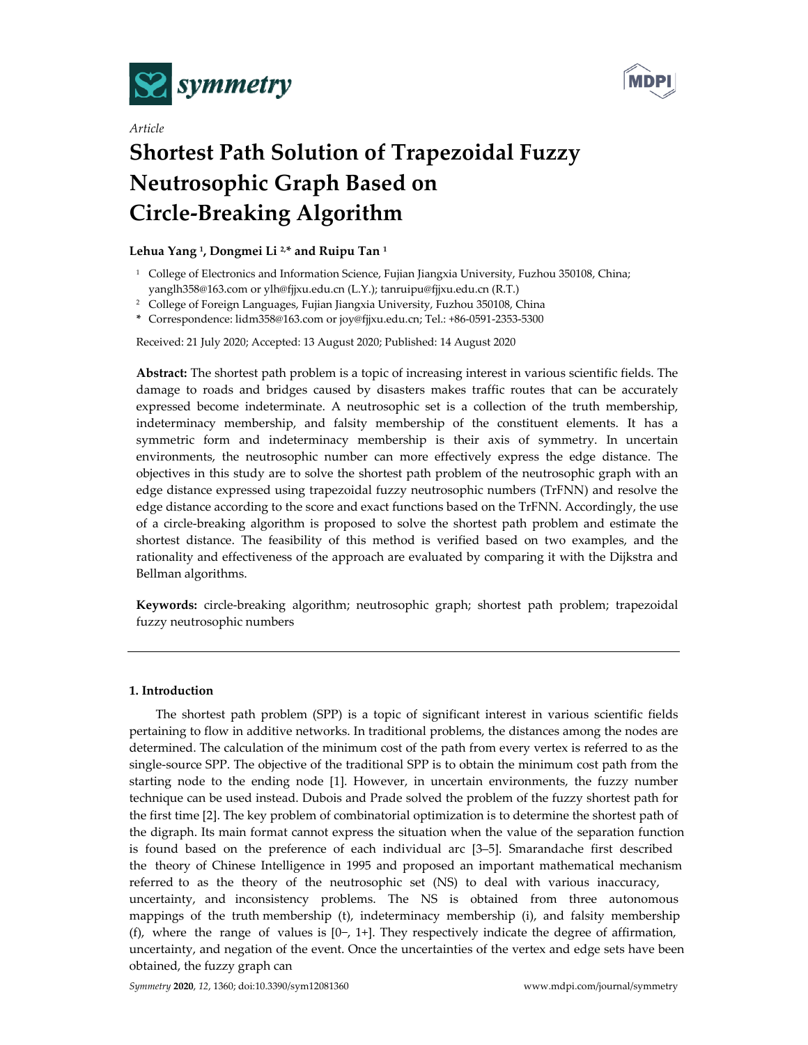*Article*

# Shortest Path Solution of Trapezoidal Fuzzy Neutrosophic Graph Based on Circle-Breaking Algorithm

**Lehua Yang [1], Dongmei Li [2,*] and Ruipu Tan [1]**

[1] College of Electronics and Information Science, Fujian Jiangxia University, Fuzhou 350108, China; yanglh358@163.com or ylh@fjjxu.edu.cn (L.Y.); tanruipu@fjjxu.edu.cn (R.T.)

[2] College of Foreign Languages, Fujian Jiangxia University, Fuzhou 350108, China

\* Correspondence: lidm358@163.com or joy@fjjxu.edu.cn; Tel.: +86-0591-2353-5300

Received: 21 July 2020; Accepted: 13 August 2020; Published: 14 August 2020

**Abstract:** The shortest path problem is a topic of increasing interest in various scientific fields. The damage to roads and bridges caused by disasters makes traffic routes that can be accurately expressed become indeterminate. A neutrosophic set is a collection of the truth membership, indeterminacy membership, and falsity membership of the constituent elements. It has a symmetric form and indeterminacy membership is their axis of symmetry. In uncertain environments, the neutrosophic number can more effectively express the edge distance. The objectives in this study are to solve the shortest path problem of the neutrosophic graph with an edge distance expressed using trapezoidal fuzzy neutrosophic numbers (TrFNN) and resolve the edge distance according to the score and exact functions based on the TrFNN. Accordingly, the use of a circle-breaking algorithm is proposed to solve the shortest path problem and estimate the shortest distance. The feasibility of this method is verified based on two examples, and the rationality and effectiveness of the approach are evaluated by comparing it with the Dijkstra and Bellman algorithms.

**Keywords:** circle-breaking algorithm; neutrosophic graph; shortest path problem; trapezoidal fuzzy neutrosophic numbers

## 1. Introduction

The shortest path problem (SPP) is a topic of significant interest in various scientific fields pertaining to flow in additive networks. In traditional problems, the distances among the nodes are determined. The calculation of the minimum cost of the path from every vertex is referred to as the single-source SPP. The objective of the traditional SPP is to obtain the minimum cost path from the starting node to the ending node [1]. However, in uncertain environments, the fuzzy number technique can be used instead. Dubois and Prade solved the problem of the fuzzy shortest path for the first time [2]. The key problem of combinatorial optimization is to determine the shortest path of the digraph. Its main format cannot express the situation when the value of the separation function is found based on the preference of each individual arc [3–5]. Smarandache first described the theory of Chinese Intelligence in 1995 and proposed an important mathematical mechanism referred to as the theory of the neutrosophic set (NS) to deal with various inaccuracy, uncertainty, and inconsistency problems. The NS is obtained from three autonomous mappings of the truth membership (t), indeterminacy membership (i), and falsity membership (f), where the range of values is $[0-, 1+]$. They respectively indicate the degree of affirmation, uncertainty, and negation of the event. Once the uncertainties of the vertex and edge sets have been obtained, the fuzzy graph can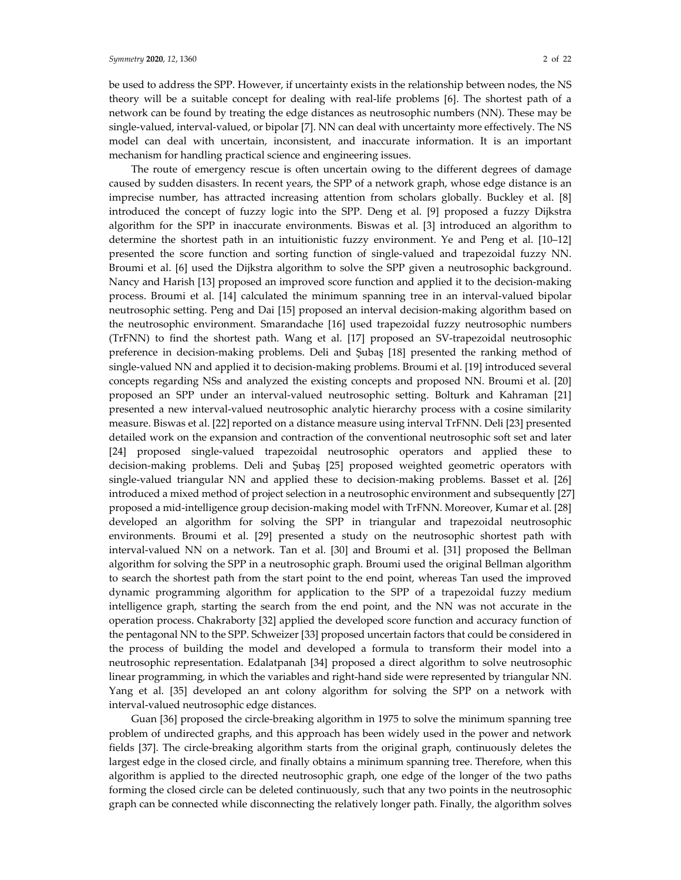be used to address the SPP. However, if uncertainty exists in the relationship between nodes, the NS theory will be a suitable concept for dealing with real-life problems [6]. The shortest path of a network can be found by treating the edge distances as neutrosophic numbers (NN). These may be single-valued, interval-valued, or bipolar [7]. NN can deal with uncertainty more effectively. The NS model can deal with uncertain, inconsistent, and inaccurate information. It is an important mechanism for handling practical science and engineering issues.

The route of emergency rescue is often uncertain owing to the different degrees of damage caused by sudden disasters. In recent years, the SPP of a network graph, whose edge distance is an imprecise number, has attracted increasing attention from scholars globally. Buckley et al. [8] introduced the concept of fuzzy logic into the SPP. Deng et al. [9] proposed a fuzzy Dijkstra algorithm for the SPP in inaccurate environments. Biswas et al. [3] introduced an algorithm to determine the shortest path in an intuitionistic fuzzy environment. Ye and Peng et al. [10–12] presented the score function and sorting function of single-valued and trapezoidal fuzzy NN. Broumi et al. [6] used the Dijkstra algorithm to solve the SPP given a neutrosophic background. Nancy and Harish [13] proposed an improved score function and applied it to the decision-making process. Broumi et al. [14] calculated the minimum spanning tree in an interval-valued bipolar neutrosophic setting. Peng and Dai [15] proposed an interval decision-making algorithm based on the neutrosophic environment. Smarandache [16] used trapezoidal fuzzy neutrosophic numbers (TrFNN) to find the shortest path. Wang et al. [17] proposed an SV-trapezoidal neutrosophic preference in decision-making problems. Deli and Şubaş [18] presented the ranking method of single-valued NN and applied it to decision-making problems. Broumi et al. [19] introduced several concepts regarding NSs and analyzed the existing concepts and proposed NN. Broumi et al. [20] proposed an SPP under an interval-valued neutrosophic setting. Bolturk and Kahraman [21] presented a new interval-valued neutrosophic analytic hierarchy process with a cosine similarity measure. Biswas et al. [22] reported on a distance measure using interval TrFNN. Deli [23] presented detailed work on the expansion and contraction of the conventional neutrosophic soft set and later [24] proposed single-valued trapezoidal neutrosophic operators and applied these to decision-making problems. Deli and Şubaş [25] proposed weighted geometric operators with single-valued triangular NN and applied these to decision-making problems. Basset et al. [26] introduced a mixed method of project selection in a neutrosophic environment and subsequently [27] proposed a mid-intelligence group decision-making model with TrFNN. Moreover, Kumar et al. [28] developed an algorithm for solving the SPP in triangular and trapezoidal neutrosophic environments. Broumi et al. [29] presented a study on the neutrosophic shortest path with interval-valued NN on a network. Tan et al. [30] and Broumi et al. [31] proposed the Bellman algorithm for solving the SPP in a neutrosophic graph. Broumi used the original Bellman algorithm to search the shortest path from the start point to the end point, whereas Tan used the improved dynamic programming algorithm for application to the SPP of a trapezoidal fuzzy medium intelligence graph, starting the search from the end point, and the NN was not accurate in the operation process. Chakraborty [32] applied the developed score function and accuracy function of the pentagonal NN to the SPP. Schweizer [33] proposed uncertain factors that could be considered in the process of building the model and developed a formula to transform their model into a neutrosophic representation. Edalatpanah [34] proposed a direct algorithm to solve neutrosophic linear programming, in which the variables and right-hand side were represented by triangular NN. Yang et al. [35] developed an ant colony algorithm for solving the SPP on a network with interval-valued neutrosophic edge distances.

Guan [36] proposed the circle-breaking algorithm in 1975 to solve the minimum spanning tree problem of undirected graphs, and this approach has been widely used in the power and network fields [37]. The circle-breaking algorithm starts from the original graph, continuously deletes the largest edge in the closed circle, and finally obtains a minimum spanning tree. Therefore, when this algorithm is applied to the directed neutrosophic graph, one edge of the longer of the two paths forming the closed circle can be deleted continuously, such that any two points in the neutrosophic graph can be connected while disconnecting the relatively longer path. Finally, the algorithm solves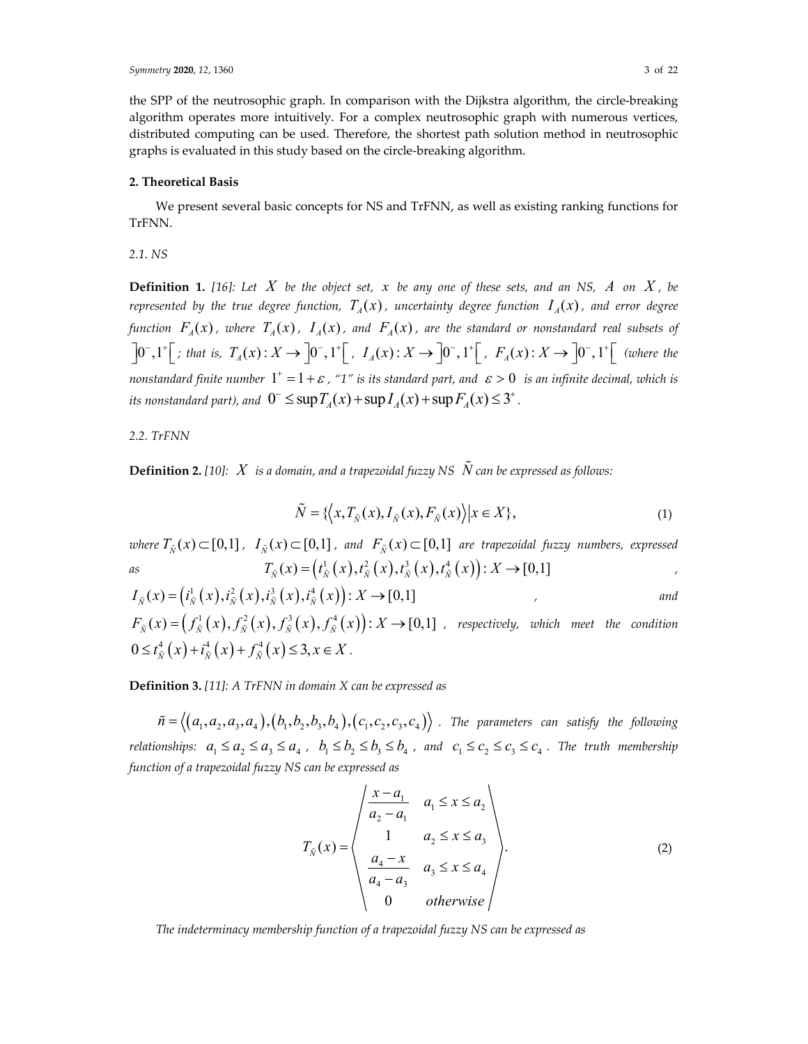the SPP of the neutrosophic graph. In comparison with the Dijkstra algorithm, the circle-breaking algorithm operates more intuitively. For a complex neutrosophic graph with numerous vertices, distributed computing can be used. Therefore, the shortest path solution method in neutrosophic graphs is evaluated in this study based on the circle-breaking algorithm.

## 2. Theoretical Basis

We present several basic concepts for NS and TrFNN, as well as existing ranking functions for TrFNN.

### 2.1. NS

**Definition 1.** *[16]: Let $X$ be the object set, $x$ be any one of these sets, and an NS, $A$ on $X$, be represented by the true degree function, $T_A(x)$, uncertainty degree function $I_A(x)$, and error degree function $F_A(x)$, where $T_A(x)$, $I_A(x)$, and $F_A(x)$, are the standard or nonstandard real subsets of $\left]0^-, 1^+\right[$; that is, $T_A(x): X \to \left]0^-, 1^+\right[$, $I_A(x): X \to \left]0^-, 1^+\right[$, $F_A(x): X \to \left]0^-, 1^+\right[$ (where the nonstandard finite number $1^+ = 1 + \varepsilon$, "1" is its standard part, and $\varepsilon > 0$ is an infinite decimal, which is its nonstandard part), and $0^- \le \sup T_A(x) + \sup I_A(x) + \sup F_A(x) \le 3^+$.*

### 2.2. TrFNN

**Definition 2.** *[10]: $X$ is a domain, and a trapezoidal fuzzy NS $\tilde{N}$ can be expressed as follows:*

$$\tilde{N} = \{\langle x, T_{\tilde{N}}(x), I_{\tilde{N}}(x), F_{\tilde{N}}(x)\rangle | x \in X\}, \tag{1}$$

*where $T_{\tilde{N}}(x) \subset [0,1]$, $I_{\tilde{N}}(x) \subset [0,1]$, and $F_{\tilde{N}}(x) \subset [0,1]$ are trapezoidal fuzzy numbers, expressed as $T_{\tilde{N}}(x) = \left(t_{\tilde{N}}^1(x), t_{\tilde{N}}^2(x), t_{\tilde{N}}^3(x), t_{\tilde{N}}^4(x)\right): X \to [0,1]$, $I_{\tilde{N}}(x) = \left(i_{\tilde{N}}^1(x), i_{\tilde{N}}^2(x), i_{\tilde{N}}^3(x), i_{\tilde{N}}^4(x)\right): X \to [0,1]$, and $F_{\tilde{N}}(x) = \left(f_{\tilde{N}}^1(x), f_{\tilde{N}}^2(x), f_{\tilde{N}}^3(x), f_{\tilde{N}}^4(x)\right): X \to [0,1]$, respectively, which meet the condition $0 \le t_{\tilde{N}}^4(x) + i_{\tilde{N}}^4(x) + f_{\tilde{N}}^4(x) \le 3, x \in X$.*

**Definition 3.** *[11]: A TrFNN in domain X can be expressed as*

*$\tilde{n} = \langle (a_1, a_2, a_3, a_4), (b_1, b_2, b_3, b_4), (c_1, c_2, c_3, c_4) \rangle$. The parameters can satisfy the following relationships: $a_1 \le a_2 \le a_3 \le a_4$, $b_1 \le b_2 \le b_3 \le b_4$, and $c_1 \le c_2 \le c_3 \le c_4$. The truth membership function of a trapezoidal fuzzy NS can be expressed as*

$$T_{\tilde{N}}(x) = \left\langle \begin{array}{cc} \dfrac{x - a_1}{a_2 - a_1} & a_1 \le x \le a_2 \\ 1 & a_2 \le x \le a_3 \\ \dfrac{a_4 - x}{a_4 - a_3} & a_3 \le x \le a_4 \\ 0 & otherwise \end{array} \right\rangle. \tag{2}$$

*The indeterminacy membership function of a trapezoidal fuzzy NS can be expressed as*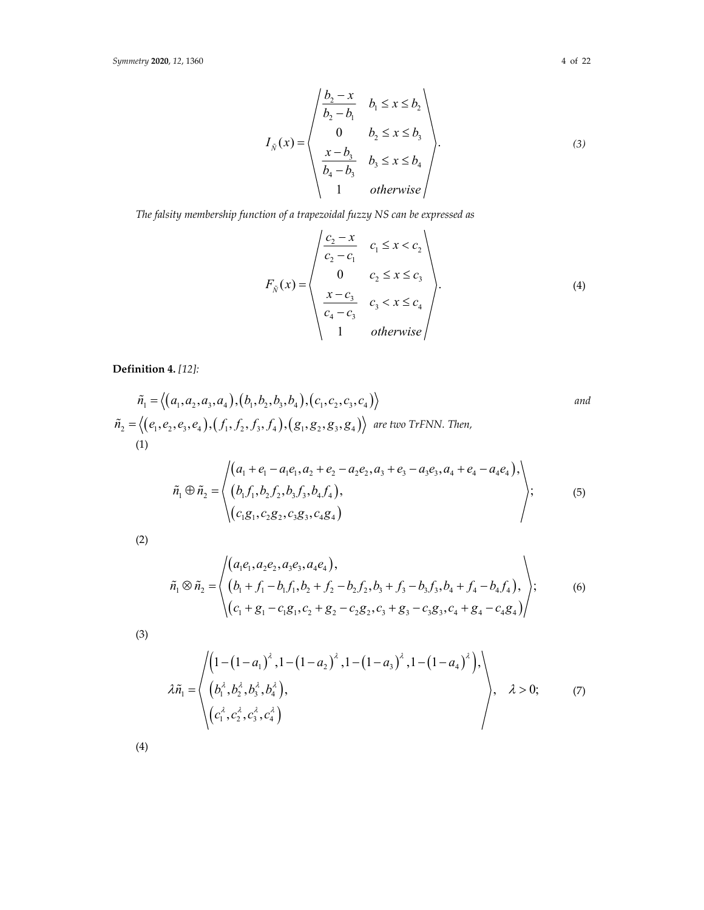$$I_{\tilde{N}}(x) = \left\langle \begin{array}{cc} \dfrac{b_2 - x}{b_2 - b_1} & b_1 \le x \le b_2 \\ 0 & b_2 \le x \le b_3 \\ \dfrac{x - b_3}{b_4 - b_3} & b_3 \le x \le b_4 \\ 1 & otherwise \end{array} \right\rangle. \tag{3}$$

*The falsity membership function of a trapezoidal fuzzy NS can be expressed as*

$$F_{\tilde{N}}(x) = \left\langle \begin{array}{cc} \dfrac{c_2 - x}{c_2 - c_1} & c_1 \le x < c_2 \\ 0 & c_2 \le x \le c_3 \\ \dfrac{x - c_3}{c_4 - c_3} & c_3 < x \le c_4 \\ 1 & otherwise \end{array} \right\rangle. \tag{4}$$

**Definition 4.** *[12]:*

$\tilde{n}_1 = \langle (a_1, a_2, a_3, a_4), (b_1, b_2, b_3, b_4), (c_1, c_2, c_3, c_4) \rangle$ *and* $\tilde{n}_2 = \langle (e_1, e_2, e_3, e_4), (f_1, f_2, f_3, f_4), (g_1, g_2, g_3, g_4) \rangle$ *are two TrFNN. Then,*

(1)

$$\tilde{n}_1 \oplus \tilde{n}_2 = \left\langle \begin{array}{l} (a_1 + e_1 - a_1e_1, a_2 + e_2 - a_2e_2, a_3 + e_3 - a_3e_3, a_4 + e_4 - a_4e_4), \\ (b_1f_1, b_2f_2, b_3f_3, b_4f_4), \\ (c_1g_1, c_2g_2, c_3g_3, c_4g_4) \end{array} \right\rangle; \tag{5}$$

(2)

$$\tilde{n}_1 \otimes \tilde{n}_2 = \left\langle \begin{array}{l} (a_1e_1, a_2e_2, a_3e_3, a_4e_4), \\ (b_1 + f_1 - b_1f_1, b_2 + f_2 - b_2f_2, b_3 + f_3 - b_3f_3, b_4 + f_4 - b_4f_4), \\ (c_1 + g_1 - c_1g_1, c_2 + g_2 - c_2g_2, c_3 + g_3 - c_3g_3, c_4 + g_4 - c_4g_4) \end{array} \right\rangle; \tag{6}$$

(3)

$$\lambda \tilde{n}_1 = \left\langle \begin{array}{l} \left(1 - (1 - a_1)^{\lambda}, 1 - (1 - a_2)^{\lambda}, 1 - (1 - a_3)^{\lambda}, 1 - (1 - a_4)^{\lambda}\right), \\ \left(b_1^{\lambda}, b_2^{\lambda}, b_3^{\lambda}, b_4^{\lambda}\right), \\ \left(c_1^{\lambda}, c_2^{\lambda}, c_3^{\lambda}, c_4^{\lambda}\right) \end{array} \right\rangle, \quad \lambda > 0; \tag{7}$$

(4)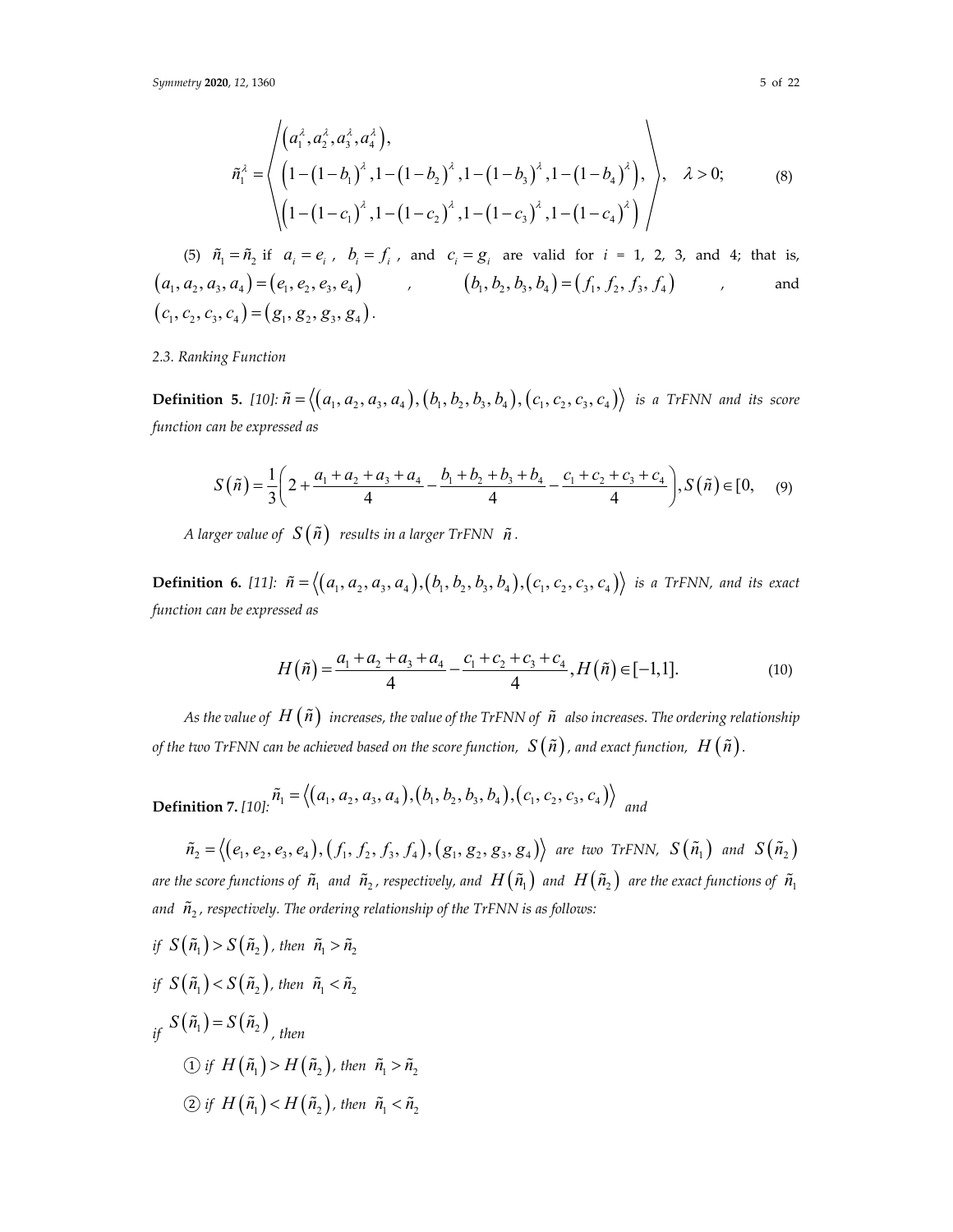$$\tilde{n}_1^{\lambda} = \left\langle \begin{array}{l} \left(a_1^{\lambda}, a_2^{\lambda}, a_3^{\lambda}, a_4^{\lambda}\right), \\ \left(1-\left(1-b_1\right)^{\lambda}, 1-\left(1-b_2\right)^{\lambda}, 1-\left(1-b_3\right)^{\lambda}, 1-\left(1-b_4\right)^{\lambda}\right), \\ \left(1-\left(1-c_1\right)^{\lambda}, 1-\left(1-c_2\right)^{\lambda}, 1-\left(1-c_3\right)^{\lambda}, 1-\left(1-c_4\right)^{\lambda}\right) \end{array} \right\rangle, \quad \lambda > 0; \tag{8}$$

(5) $\tilde{n}_1 = \tilde{n}_2$ if $a_i = e_i$, $b_i = f_i$, and $c_i = g_i$ are valid for $i$ = 1, 2, 3, and 4; that is, $\left(a_1, a_2, a_3, a_4\right) = \left(e_1, e_2, e_3, e_4\right)$, $\left(b_1, b_2, b_3, b_4\right) = \left(f_1, f_2, f_3, f_4\right)$, and $\left(c_1, c_2, c_3, c_4\right) = \left(g_1, g_2, g_3, g_4\right)$.

*2.3. Ranking Function*

**Definition 5.** *[10]: $\tilde{n} = \left\langle \left(a_1, a_2, a_3, a_4\right), \left(b_1, b_2, b_3, b_4\right), \left(c_1, c_2, c_3, c_4\right) \right\rangle$ is a TrFNN and its score function can be expressed as*

$$S\left(\tilde{n}\right) = \frac{1}{3}\left(2 + \frac{a_1 + a_2 + a_3 + a_4}{4} - \frac{b_1 + b_2 + b_3 + b_4}{4} - \frac{c_1 + c_2 + c_3 + c_4}{4}\right), S\left(\tilde{n}\right) \in [0, \tag{9}$$

*A larger value of $S\left(\tilde{n}\right)$ results in a larger TrFNN $\tilde{n}$.*

**Definition 6.** *[11]: $\tilde{n} = \left\langle \left(a_1, a_2, a_3, a_4\right), \left(b_1, b_2, b_3, b_4\right), \left(c_1, c_2, c_3, c_4\right) \right\rangle$ is a TrFNN, and its exact function can be expressed as*

$$H\left(\tilde{n}\right) = \frac{a_1 + a_2 + a_3 + a_4}{4} - \frac{c_1 + c_2 + c_3 + c_4}{4}, H\left(\tilde{n}\right) \in [-1, 1]. \tag{10}$$

*As the value of $H\left(\tilde{n}\right)$ increases, the value of the TrFNN of $\tilde{n}$ also increases. The ordering relationship of the two TrFNN can be achieved based on the score function, $S\left(\tilde{n}\right)$, and exact function, $H\left(\tilde{n}\right)$.*

**Definition 7.** *[10]: $\tilde{n}_1 = \left\langle \left(a_1, a_2, a_3, a_4\right), \left(b_1, b_2, b_3, b_4\right), \left(c_1, c_2, c_3, c_4\right) \right\rangle$ and*

*$\tilde{n}_2 = \left\langle \left(e_1, e_2, e_3, e_4\right), \left(f_1, f_2, f_3, f_4\right), \left(g_1, g_2, g_3, g_4\right) \right\rangle$ are two TrFNN, $S\left(\tilde{n}_1\right)$ and $S\left(\tilde{n}_2\right)$ are the score functions of $\tilde{n}_1$ and $\tilde{n}_2$, respectively, and $H\left(\tilde{n}_1\right)$ and $H\left(\tilde{n}_2\right)$ are the exact functions of $\tilde{n}_1$ and $\tilde{n}_2$, respectively. The ordering relationship of the TrFNN is as follows:*

*if $S\left(\tilde{n}_1\right) > S\left(\tilde{n}_2\right)$, then $\tilde{n}_1 > \tilde{n}_2$*

*if $S\left(\tilde{n}_1\right) < S\left(\tilde{n}_2\right)$, then $\tilde{n}_1 < \tilde{n}_2$*

*if $S\left(\tilde{n}_1\right) = S\left(\tilde{n}_2\right)$, then*

① *if $H\left(\tilde{n}_1\right) > H\left(\tilde{n}_2\right)$, then $\tilde{n}_1 > \tilde{n}_2$*

② *if $H\left(\tilde{n}_1\right) < H\left(\tilde{n}_2\right)$, then $\tilde{n}_1 < \tilde{n}_2$*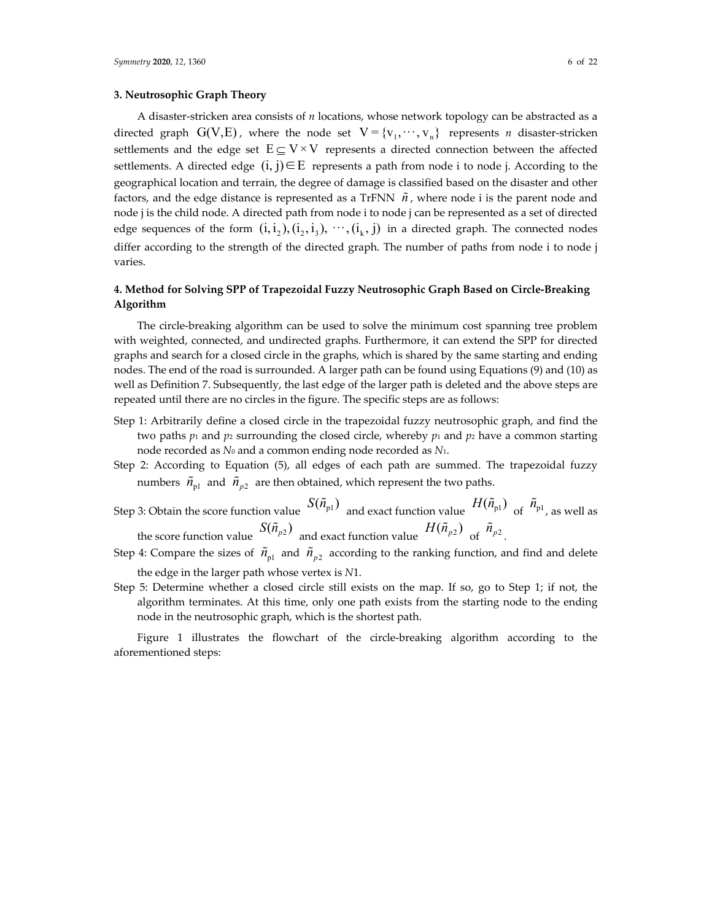## 3. Neutrosophic Graph Theory

A disaster-stricken area consists of *n* locations, whose network topology can be abstracted as a directed graph $G(V,E)$, where the node set $V = \{v_1, \cdots, v_n\}$ represents *n* disaster-stricken settlements and the edge set $E \subseteq V \times V$ represents a directed connection between the affected settlements. A directed edge $(i, j) \in E$ represents a path from node i to node j. According to the geographical location and terrain, the degree of damage is classified based on the disaster and other factors, and the edge distance is represented as a TrFNN $\tilde{n}$, where node i is the parent node and node j is the child node. A directed path from node i to node j can be represented as a set of directed edge sequences of the form $(i, i_2), (i_2, i_3), \cdots, (i_k, j)$ in a directed graph. The connected nodes differ according to the strength of the directed graph. The number of paths from node i to node j varies.

## 4. Method for Solving SPP of Trapezoidal Fuzzy Neutrosophic Graph Based on Circle-Breaking Algorithm

The circle-breaking algorithm can be used to solve the minimum cost spanning tree problem with weighted, connected, and undirected graphs. Furthermore, it can extend the SPP for directed graphs and search for a closed circle in the graphs, which is shared by the same starting and ending nodes. The end of the road is surrounded. A larger path can be found using Equations (9) and (10) as well as Definition 7. Subsequently, the last edge of the larger path is deleted and the above steps are repeated until there are no circles in the figure. The specific steps are as follows:

Step 1: Arbitrarily define a closed circle in the trapezoidal fuzzy neutrosophic graph, and find the two paths $p_1$ and $p_2$ surrounding the closed circle, whereby $p_1$ and $p_2$ have a common starting node recorded as $N_0$ and a common ending node recorded as $N_1$.

Step 2: According to Equation (5), all edges of each path are summed. The trapezoidal fuzzy numbers $\tilde{n}_{p1}$ and $\tilde{n}_{p2}$ are then obtained, which represent the two paths.

Step 3: Obtain the score function value $S(\tilde{n}_{p1})$ and exact function value $H(\tilde{n}_{p1})$ of $\tilde{n}_{p1}$, as well as the score function value $S(\tilde{n}_{p2})$ and exact function value $H(\tilde{n}_{p2})$ of $\tilde{n}_{p2}$.

Step 4: Compare the sizes of $\tilde{n}_{p1}$ and $\tilde{n}_{p2}$ according to the ranking function, and find and delete the edge in the larger path whose vertex is $N1$.

Step 5: Determine whether a closed circle still exists on the map. If so, go to Step 1; if not, the algorithm terminates. At this time, only one path exists from the starting node to the ending node in the neutrosophic graph, which is the shortest path.

Figure 1 illustrates the flowchart of the circle-breaking algorithm according to the aforementioned steps: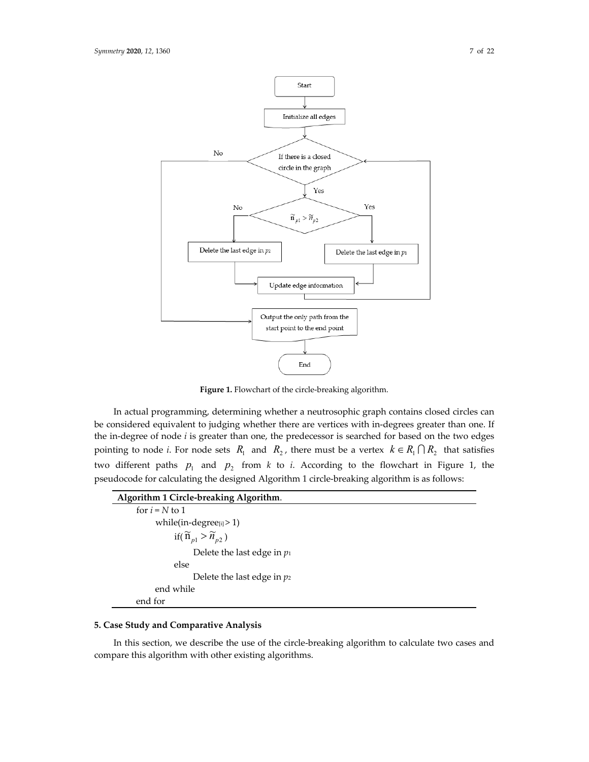Start

Initialize all edges

If there is a closed circle in the graph

No

Yes

$\tilde{n}_{p1} > \tilde{n}_{p2}$

No

Yes

Delete the last edge in $p_2$

Delete the last edge in $p_1$

Update edge information

Output the only path from the start point to the end point

End

**Figure 1.** Flowchart of the circle-breaking algorithm.

In actual programming, determining whether a neutrosophic graph contains closed circles can be considered equivalent to judging whether there are vertices with in-degrees greater than one. If the in-degree of node *i* is greater than one, the predecessor is searched for based on the two edges pointing to node *i*. For node sets $R_1$ and $R_2$, there must be a vertex $k \in R_1 \bigcap R_2$ that satisfies two different paths $p_1$ and $p_2$ from *k* to *i*. According to the flowchart in Figure 1, the pseudocode for calculating the designed Algorithm 1 circle-breaking algorithm is as follows:

**Algorithm 1 Circle-breaking Algorithm**.

```
for i = N to 1
    while(in-degree[i] > 1)
        if(ñ_p1 > ñ_p2)
            Delete the last edge in p1
        else
            Delete the last edge in p2
    end while
end for
```

## 5. Case Study and Comparative Analysis

In this section, we describe the use of the circle-breaking algorithm to calculate two cases and compare this algorithm with other existing algorithms.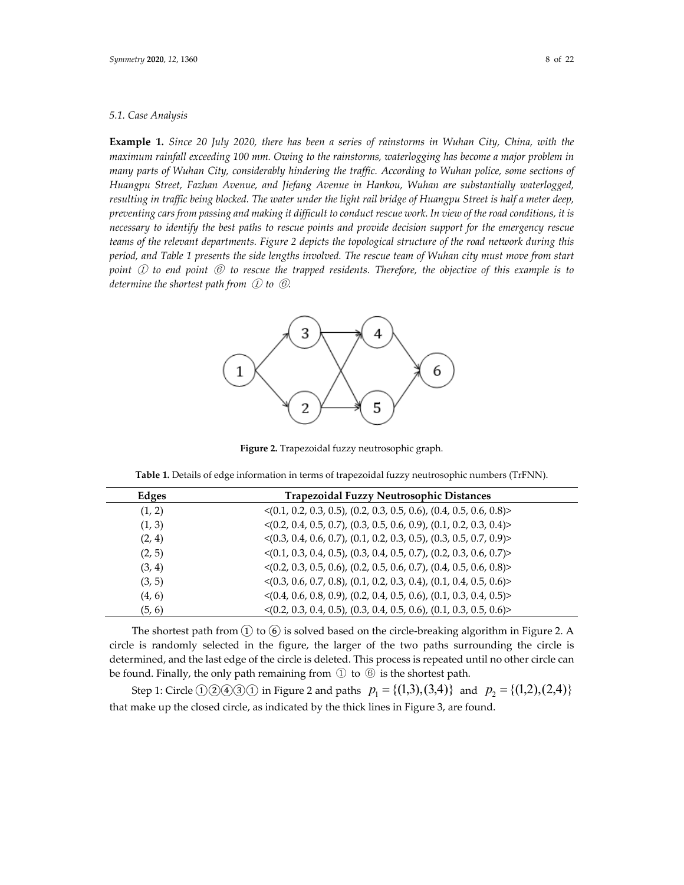### 5.1. Case Analysis

**Example 1.** *Since 20 July 2020, there has been a series of rainstorms in Wuhan City, China, with the maximum rainfall exceeding 100 mm. Owing to the rainstorms, waterlogging has become a major problem in many parts of Wuhan City, considerably hindering the traffic. According to Wuhan police, some sections of Huangpu Street, Fazhan Avenue, and Jiefang Avenue in Hankou, Wuhan are substantially waterlogged, resulting in traffic being blocked. The water under the light rail bridge of Huangpu Street is half a meter deep, preventing cars from passing and making it difficult to conduct rescue work. In view of the road conditions, it is necessary to identify the best paths to rescue points and provide decision support for the emergency rescue teams of the relevant departments. Figure 2 depicts the topological structure of the road network during this period, and Table 1 presents the side lengths involved. The rescue team of Wuhan city must move from start point ① to end point ⑥ to rescue the trapped residents. Therefore, the objective of this example is to determine the shortest path from ① to ⑥.*

3
4
1
6
2
5

**Figure 2.** Trapezoidal fuzzy neutrosophic graph.

**Table 1.** Details of edge information in terms of trapezoidal fuzzy neutrosophic numbers (TrFNN).

| Edges | Trapezoidal Fuzzy Neutrosophic Distances |
|---|---|
| (1, 2) | <(0.1, 0.2, 0.3, 0.5), (0.2, 0.3, 0.5, 0.6), (0.4, 0.5, 0.6, 0.8)> |
| (1, 3) | <(0.2, 0.4, 0.5, 0.7), (0.3, 0.5, 0.6, 0.9), (0.1, 0.2, 0.3, 0.4)> |
| (2, 4) | <(0.3, 0.4, 0.6, 0.7), (0.1, 0.2, 0.3, 0.5), (0.3, 0.5, 0.7, 0.9)> |
| (2, 5) | <(0.1, 0.3, 0.4, 0.5), (0.3, 0.4, 0.5, 0.7), (0.2, 0.3, 0.6, 0.7)> |
| (3, 4) | <(0.2, 0.3, 0.5, 0.6), (0.2, 0.5, 0.6, 0.7), (0.4, 0.5, 0.6, 0.8)> |
| (3, 5) | <(0.3, 0.6, 0.7, 0.8), (0.1, 0.2, 0.3, 0.4), (0.1, 0.4, 0.5, 0.6)> |
| (4, 6) | <(0.4, 0.6, 0.8, 0.9), (0.2, 0.4, 0.5, 0.6), (0.1, 0.3, 0.4, 0.5)> |
| (5, 6) | <(0.2, 0.3, 0.4, 0.5), (0.3, 0.4, 0.5, 0.6), (0.1, 0.3, 0.5, 0.6)> |

The shortest path from ① to ⑥ is solved based on the circle-breaking algorithm in Figure 2. A circle is randomly selected in the figure, the larger of the two paths surrounding the circle is determined, and the last edge of the circle is deleted. This process is repeated until no other circle can be found. Finally, the only path remaining from ① to ⑥ is the shortest path.

Step 1: Circle ①②④③① in Figure 2 and paths $p_1 = \{(1,3),(3,4)\}$ and $p_2 = \{(1,2),(2,4)\}$ that make up the closed circle, as indicated by the thick lines in Figure 3, are found.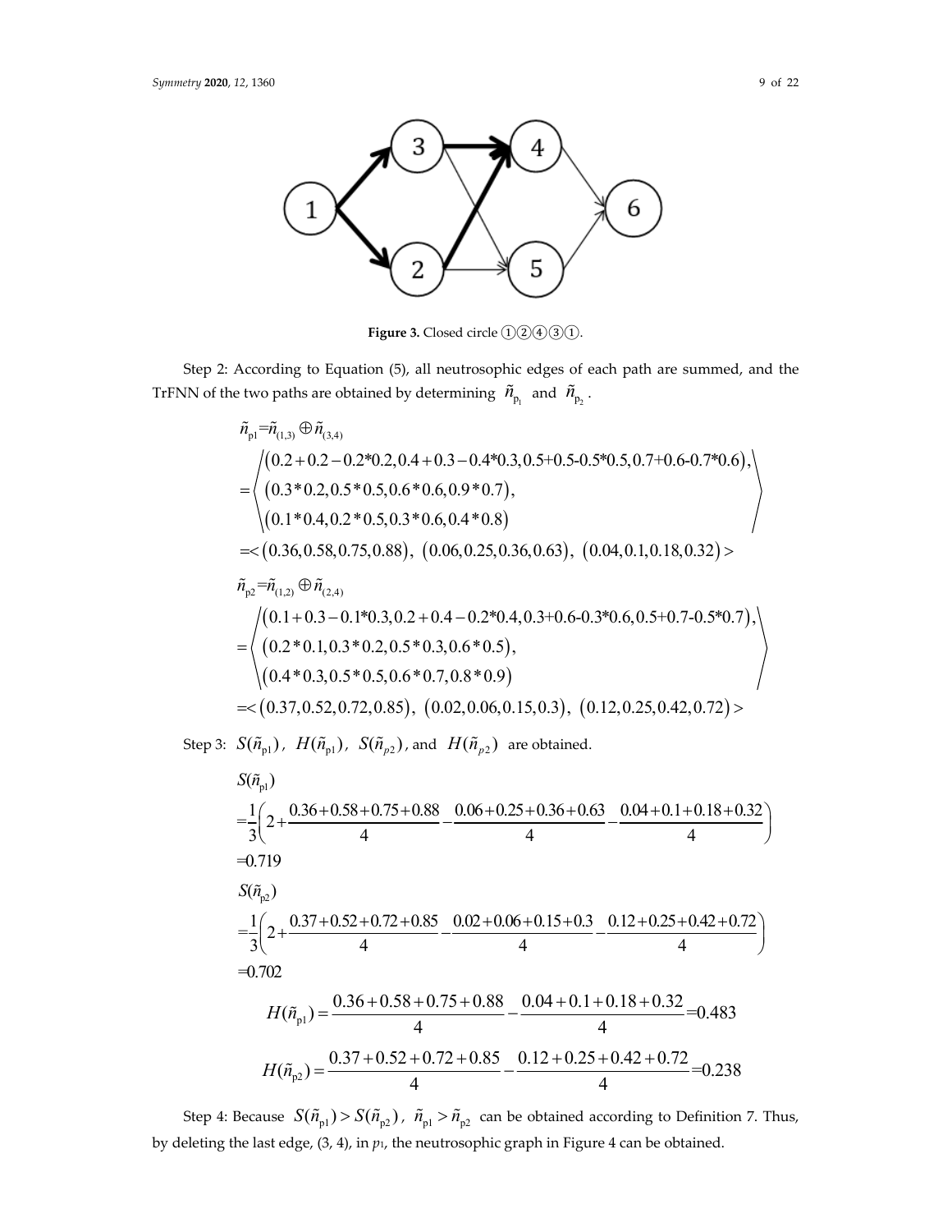1
3
2
4
5
6

**Figure 3.** Closed circle ①②④③①.

Step 2: According to Equation (5), all neutrosophic edges of each path are summed, and the TrFNN of the two paths are obtained by determining $\tilde{n}_{p_1}$ and $\tilde{n}_{p_2}$.

$$
\begin{aligned}
\tilde{n}_{p1} &= \tilde{n}_{(1,3)} \oplus \tilde{n}_{(3,4)} \\
&= \left\langle \begin{array}{l} (0.2+0.2-0.2*0.2, 0.4+0.3-0.4*0.3, 0.5+0.5-0.5*0.5, 0.7+0.6-0.7*0.6), \\ (0.3*0.2, 0.5*0.5, 0.6*0.6, 0.9*0.7), \\ (0.1*0.4, 0.2*0.5, 0.3*0.6, 0.4*0.8) \end{array} \right\rangle \\
&= < (0.36, 0.58, 0.75, 0.88),\ (0.06, 0.25, 0.36, 0.63),\ (0.04, 0.1, 0.18, 0.32) >
\end{aligned}
$$

$$
\begin{aligned}
\tilde{n}_{p2} &= \tilde{n}_{(1,2)} \oplus \tilde{n}_{(2,4)} \\
&= \left\langle \begin{array}{l} (0.1+0.3-0.1*0.3, 0.2+0.4-0.2*0.4, 0.3+0.6-0.3*0.6, 0.5+0.7-0.5*0.7), \\ (0.2*0.1, 0.3*0.2, 0.5*0.3, 0.6*0.5), \\ (0.4*0.3, 0.5*0.5, 0.6*0.7, 0.8*0.9) \end{array} \right\rangle \\
&= < (0.37, 0.52, 0.72, 0.85),\ (0.02, 0.06, 0.15, 0.3),\ (0.12, 0.25, 0.42, 0.72) >
\end{aligned}
$$

Step 3: $S(\tilde{n}_{p1})$, $H(\tilde{n}_{p1})$, $S(\tilde{n}_{p2})$, and $H(\tilde{n}_{p2})$ are obtained.

$$
\begin{aligned}
& S(\tilde{n}_{p1}) \\
&= \frac{1}{3}\left(2 + \frac{0.36+0.58+0.75+0.88}{4} - \frac{0.06+0.25+0.36+0.63}{4} - \frac{0.04+0.1+0.18+0.32}{4}\right) \\
&= 0.719
\end{aligned}
$$

$$
\begin{aligned}
& S(\tilde{n}_{p2}) \\
&= \frac{1}{3}\left(2 + \frac{0.37+0.52+0.72+0.85}{4} - \frac{0.02+0.06+0.15+0.3}{4} - \frac{0.12+0.25+0.42+0.72}{4}\right) \\
&= 0.702
\end{aligned}
$$

$$
H(\tilde{n}_{p1}) = \frac{0.36+0.58+0.75+0.88}{4} - \frac{0.04+0.1+0.18+0.32}{4} = 0.483
$$

$$
H(\tilde{n}_{p2}) = \frac{0.37+0.52+0.72+0.85}{4} - \frac{0.12+0.25+0.42+0.72}{4} = 0.238
$$

Step 4: Because $S(\tilde{n}_{p1}) > S(\tilde{n}_{p2})$, $\tilde{n}_{p1} > \tilde{n}_{p2}$ can be obtained according to Definition 7. Thus, by deleting the last edge, (3, 4), in $p_1$, the neutrosophic graph in Figure 4 can be obtained.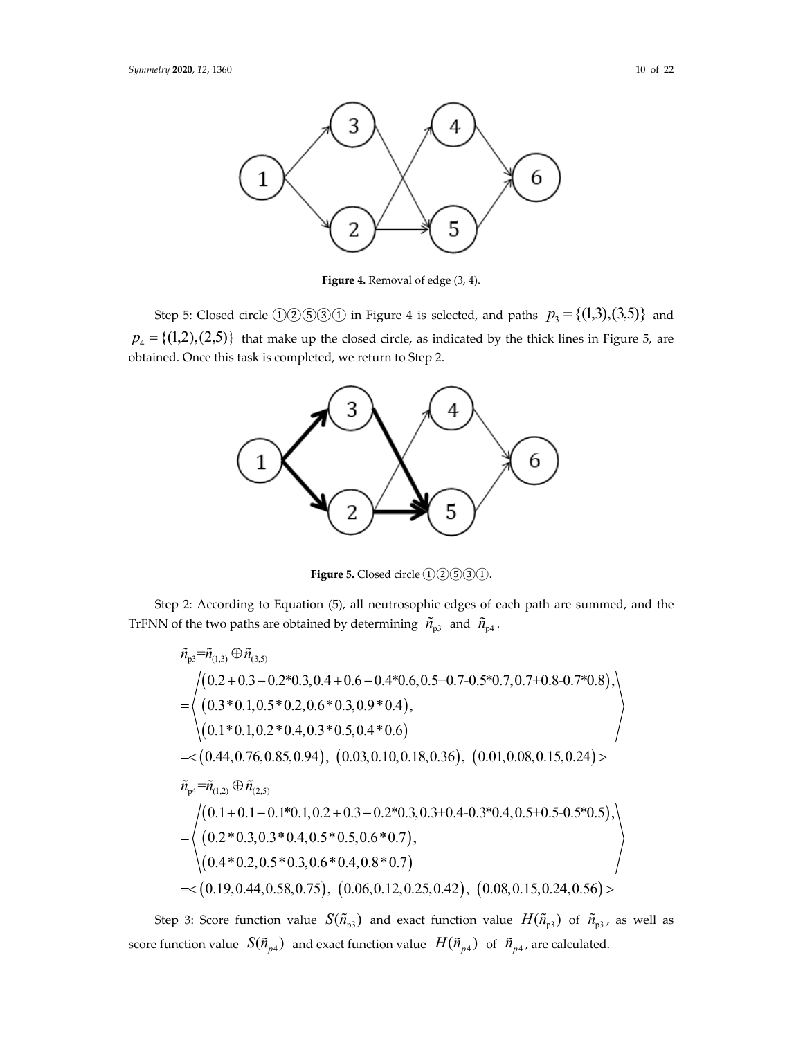Figure 4. Removal of edge (3, 4).

Step 5: Closed circle ①②⑤③① in Figure 4 is selected, and paths $p_3 = \{(1,3),(3,5)\}$ and $p_4 = \{(1,2),(2,5)\}$ that make up the closed circle, as indicated by the thick lines in Figure 5, are obtained. Once this task is completed, we return to Step 2.

Figure 5. Closed circle ①②⑤③①.

Step 2: According to Equation (5), all neutrosophic edges of each path are summed, and the TrFNN of the two paths are obtained by determining $\tilde{n}_{p3}$ and $\tilde{n}_{p4}$.

$$
\begin{aligned}
\tilde{n}_{p3} &= \tilde{n}_{(1,3)} \oplus \tilde{n}_{(3,5)} \\
&= \left\langle \begin{matrix} (0.2+0.3-0.2*0.3, 0.4+0.6-0.4*0.6, 0.5+0.7-0.5*0.7, 0.7+0.8-0.7*0.8), \\ (0.3*0.1, 0.5*0.2, 0.6*0.3, 0.9*0.4), \\ (0.1*0.1, 0.2*0.4, 0.3*0.5, 0.4*0.6) \end{matrix} \right\rangle \\
&= <(0.44, 0.76, 0.85, 0.94),\ (0.03, 0.10, 0.18, 0.36),\ (0.01, 0.08, 0.15, 0.24)> \\
\tilde{n}_{p4} &= \tilde{n}_{(1,2)} \oplus \tilde{n}_{(2,5)} \\
&= \left\langle \begin{matrix} (0.1+0.1-0.1*0.1, 0.2+0.3-0.2*0.3, 0.3+0.4-0.3*0.4, 0.5+0.5-0.5*0.5), \\ (0.2*0.3, 0.3*0.4, 0.5*0.5, 0.6*0.7), \\ (0.4*0.2, 0.5*0.3, 0.6*0.4, 0.8*0.7) \end{matrix} \right\rangle \\
&= <(0.19, 0.44, 0.58, 0.75),\ (0.06, 0.12, 0.25, 0.42),\ (0.08, 0.15, 0.24, 0.56)>
\end{aligned}
$$

Step 3: Score function value $S(\tilde{n}_{p3})$ and exact function value $H(\tilde{n}_{p3})$ of $\tilde{n}_{p3}$, as well as score function value $S(\tilde{n}_{p4})$ and exact function value $H(\tilde{n}_{p4})$ of $\tilde{n}_{p4}$, are calculated.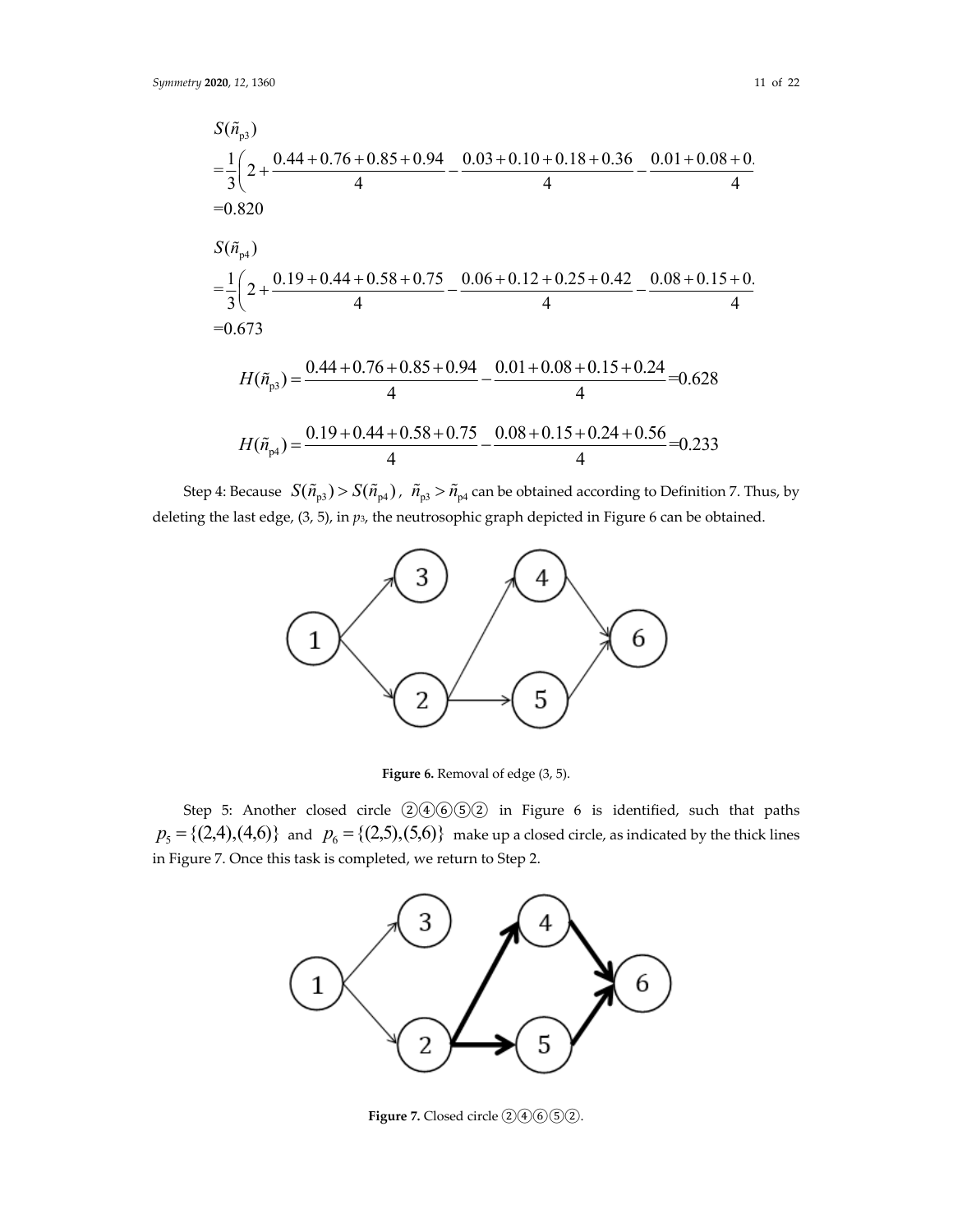$$S(\tilde{n}_{p3})$$
$$=\frac{1}{3}\left(2+\frac{0.44+0.76+0.85+0.94}{4}-\frac{0.03+0.10+0.18+0.36}{4}-\frac{0.01+0.08+0.}{4}\right.$$
$$=0.820$$

$$S(\tilde{n}_{p4})$$
$$=\frac{1}{3}\left(2+\frac{0.19+0.44+0.58+0.75}{4}-\frac{0.06+0.12+0.25+0.42}{4}-\frac{0.08+0.15+0.}{4}\right.$$
$$=0.673$$

$$H(\tilde{n}_{p3})=\frac{0.44+0.76+0.85+0.94}{4}-\frac{0.01+0.08+0.15+0.24}{4}=0.628$$

$$H(\tilde{n}_{p4})=\frac{0.19+0.44+0.58+0.75}{4}-\frac{0.08+0.15+0.24+0.56}{4}=0.233$$

Step 4: Because $S(\tilde{n}_{p3})>S(\tilde{n}_{p4})$, $\tilde{n}_{p3}>\tilde{n}_{p4}$ can be obtained according to Definition 7. Thus, by deleting the last edge, (3, 5), in $p_3$, the neutrosophic graph depicted in Figure 6 can be obtained.

3
4
1
6
2
5

**Figure 6.** Removal of edge (3, 5).

Step 5: Another closed circle ②④⑥⑤② in Figure 6 is identified, such that paths $p_5=\{(2,4),(4,6)\}$ and $p_6=\{(2,5),(5,6)\}$ make up a closed circle, as indicated by the thick lines in Figure 7. Once this task is completed, we return to Step 2.

3
4
1
6
2
5

**Figure 7.** Closed circle ②④⑥⑤②.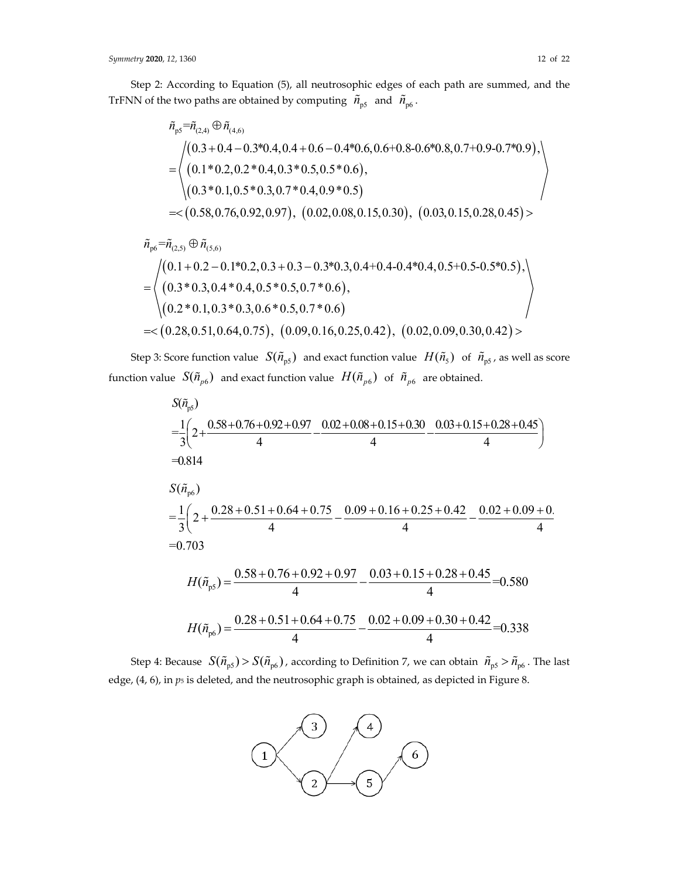Step 2: According to Equation (5), all neutrosophic edges of each path are summed, and the TrFNN of the two paths are obtained by computing $\tilde{n}_{p5}$ and $\tilde{n}_{p6}$.

$$
\begin{aligned}
\tilde{n}_{p5} &= \tilde{n}_{(2,4)} \oplus \tilde{n}_{(4,6)} \\
&= \left\langle \begin{array}{l} (0.3+0.4-0.3*0.4, 0.4+0.6-0.4*0.6, 0.6+0.8-0.6*0.8, 0.7+0.9-0.7*0.9), \\ (0.1*0.2, 0.2*0.4, 0.3*0.5, 0.5*0.6), \\ (0.3*0.1, 0.5*0.3, 0.7*0.4, 0.9*0.5) \end{array} \right\rangle \\
&= <(0.58, 0.76, 0.92, 0.97),\ (0.02, 0.08, 0.15, 0.30),\ (0.03, 0.15, 0.28, 0.45)>
\end{aligned}
$$

$$
\begin{aligned}
\tilde{n}_{p6} &= \tilde{n}_{(2,5)} \oplus \tilde{n}_{(5,6)} \\
&= \left\langle \begin{array}{l} (0.1+0.2-0.1*0.2, 0.3+0.3-0.3*0.3, 0.4+0.4-0.4*0.4, 0.5+0.5-0.5*0.5), \\ (0.3*0.3, 0.4*0.4, 0.5*0.5, 0.7*0.6), \\ (0.2*0.1, 0.3*0.3, 0.6*0.5, 0.7*0.6) \end{array} \right\rangle \\
&= <(0.28, 0.51, 0.64, 0.75),\ (0.09, 0.16, 0.25, 0.42),\ (0.02, 0.09, 0.30, 0.42)>
\end{aligned}
$$

Step 3: Score function value $S(\tilde{n}_{p5})$ and exact function value $H(\tilde{n}_5)$ of $\tilde{n}_{p5}$, as well as score function value $S(\tilde{n}_{p6})$ and exact function value $H(\tilde{n}_{p6})$ of $\tilde{n}_{p6}$ are obtained.

$$
\begin{aligned}
& S(\tilde{n}_{p5}) \\
&= \frac{1}{3}\left(2 + \frac{0.58+0.76+0.92+0.97}{4} - \frac{0.02+0.08+0.15+0.30}{4} - \frac{0.03+0.15+0.28+0.45}{4}\right) \\
&= 0.814
\end{aligned}
$$

$$
\begin{aligned}
& S(\tilde{n}_{p6}) \\
&= \frac{1}{3}\left(2 + \frac{0.28+0.51+0.64+0.75}{4} - \frac{0.09+0.16+0.25+0.42}{4} - \frac{0.02+0.09+0.}{4}\right. \\
&= 0.703
\end{aligned}
$$

$$
H(\tilde{n}_{p5}) = \frac{0.58+0.76+0.92+0.97}{4} - \frac{0.03+0.15+0.28+0.45}{4} = 0.580
$$

$$
H(\tilde{n}_{p6}) = \frac{0.28+0.51+0.64+0.75}{4} - \frac{0.02+0.09+0.30+0.42}{4} = 0.338
$$

Step 4: Because $S(\tilde{n}_{p5}) > S(\tilde{n}_{p6})$, according to Definition 7, we can obtain $\tilde{n}_{p5} > \tilde{n}_{p6}$. The last edge, (4, 6), in $p_5$ is deleted, and the neutrosophic graph is obtained, as depicted in Figure 8.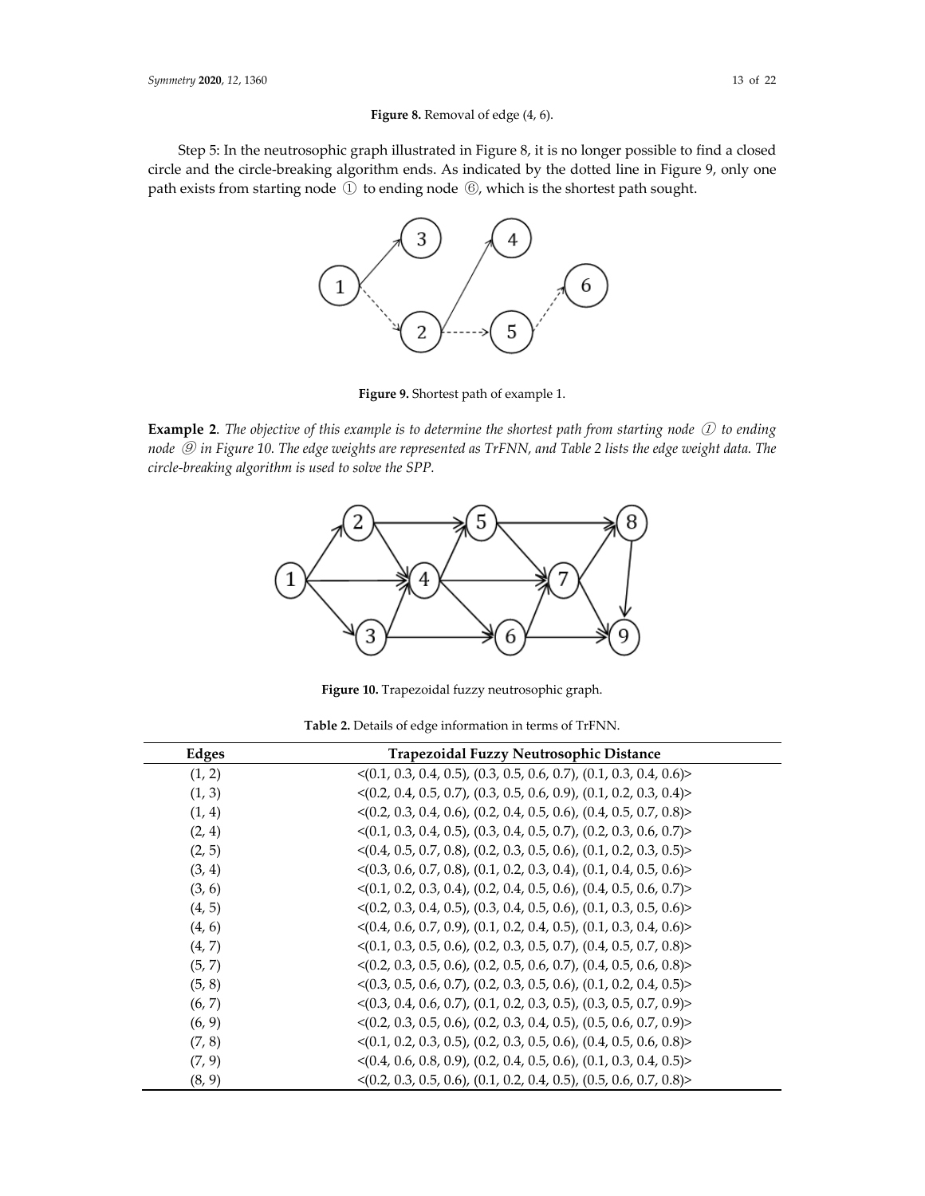**Figure 8.** Removal of edge (4, 6).

Step 5: In the neutrosophic graph illustrated in Figure 8, it is no longer possible to find a closed circle and the circle-breaking algorithm ends. As indicated by the dotted line in Figure 9, only one path exists from starting node ① to ending node ⑥, which is the shortest path sought.

**Figure 9.** Shortest path of example 1.

**Example 2**. *The objective of this example is to determine the shortest path from starting node ① to ending node ⑨ in Figure 10. The edge weights are represented as TrFNN, and Table 2 lists the edge weight data. The circle-breaking algorithm is used to solve the SPP.*

**Figure 10.** Trapezoidal fuzzy neutrosophic graph.

**Table 2.** Details of edge information in terms of TrFNN.

| Edges | Trapezoidal Fuzzy Neutrosophic Distance |
|---|---|
| (1, 2) | <(0.1, 0.3, 0.4, 0.5), (0.3, 0.5, 0.6, 0.7), (0.1, 0.3, 0.4, 0.6)> |
| (1, 3) | <(0.2, 0.4, 0.5, 0.7), (0.3, 0.5, 0.6, 0.9), (0.1, 0.2, 0.3, 0.4)> |
| (1, 4) | <(0.2, 0.3, 0.4, 0.6), (0.2, 0.4, 0.5, 0.6), (0.4, 0.5, 0.7, 0.8)> |
| (2, 4) | <(0.1, 0.3, 0.4, 0.5), (0.3, 0.4, 0.5, 0.7), (0.2, 0.3, 0.6, 0.7)> |
| (2, 5) | <(0.4, 0.5, 0.7, 0.8), (0.2, 0.3, 0.5, 0.6), (0.1, 0.2, 0.3, 0.5)> |
| (3, 4) | <(0.3, 0.6, 0.7, 0.8), (0.1, 0.2, 0.3, 0.4), (0.1, 0.4, 0.5, 0.6)> |
| (3, 6) | <(0.1, 0.2, 0.3, 0.4), (0.2, 0.4, 0.5, 0.6), (0.4, 0.5, 0.6, 0.7)> |
| (4, 5) | <(0.2, 0.3, 0.4, 0.5), (0.3, 0.4, 0.5, 0.6), (0.1, 0.3, 0.5, 0.6)> |
| (4, 6) | <(0.4, 0.6, 0.7, 0.9), (0.1, 0.2, 0.4, 0.5), (0.1, 0.3, 0.4, 0.6)> |
| (4, 7) | <(0.1, 0.3, 0.5, 0.6), (0.2, 0.3, 0.5, 0.7), (0.4, 0.5, 0.7, 0.8)> |
| (5, 7) | <(0.2, 0.3, 0.5, 0.6), (0.2, 0.5, 0.6, 0.7), (0.4, 0.5, 0.6, 0.8)> |
| (5, 8) | <(0.3, 0.5, 0.6, 0.7), (0.2, 0.3, 0.5, 0.6), (0.1, 0.2, 0.4, 0.5)> |
| (6, 7) | <(0.3, 0.4, 0.6, 0.7), (0.1, 0.2, 0.3, 0.5), (0.3, 0.5, 0.7, 0.9)> |
| (6, 9) | <(0.2, 0.3, 0.5, 0.6), (0.2, 0.3, 0.4, 0.5), (0.5, 0.6, 0.7, 0.9)> |
| (7, 8) | <(0.1, 0.2, 0.3, 0.5), (0.2, 0.3, 0.5, 0.6), (0.4, 0.5, 0.6, 0.8)> |
| (7, 9) | <(0.4, 0.6, 0.8, 0.9), (0.2, 0.4, 0.5, 0.6), (0.1, 0.3, 0.4, 0.5)> |
| (8, 9) | <(0.2, 0.3, 0.5, 0.6), (0.1, 0.2, 0.4, 0.5), (0.5, 0.6, 0.7, 0.8)> |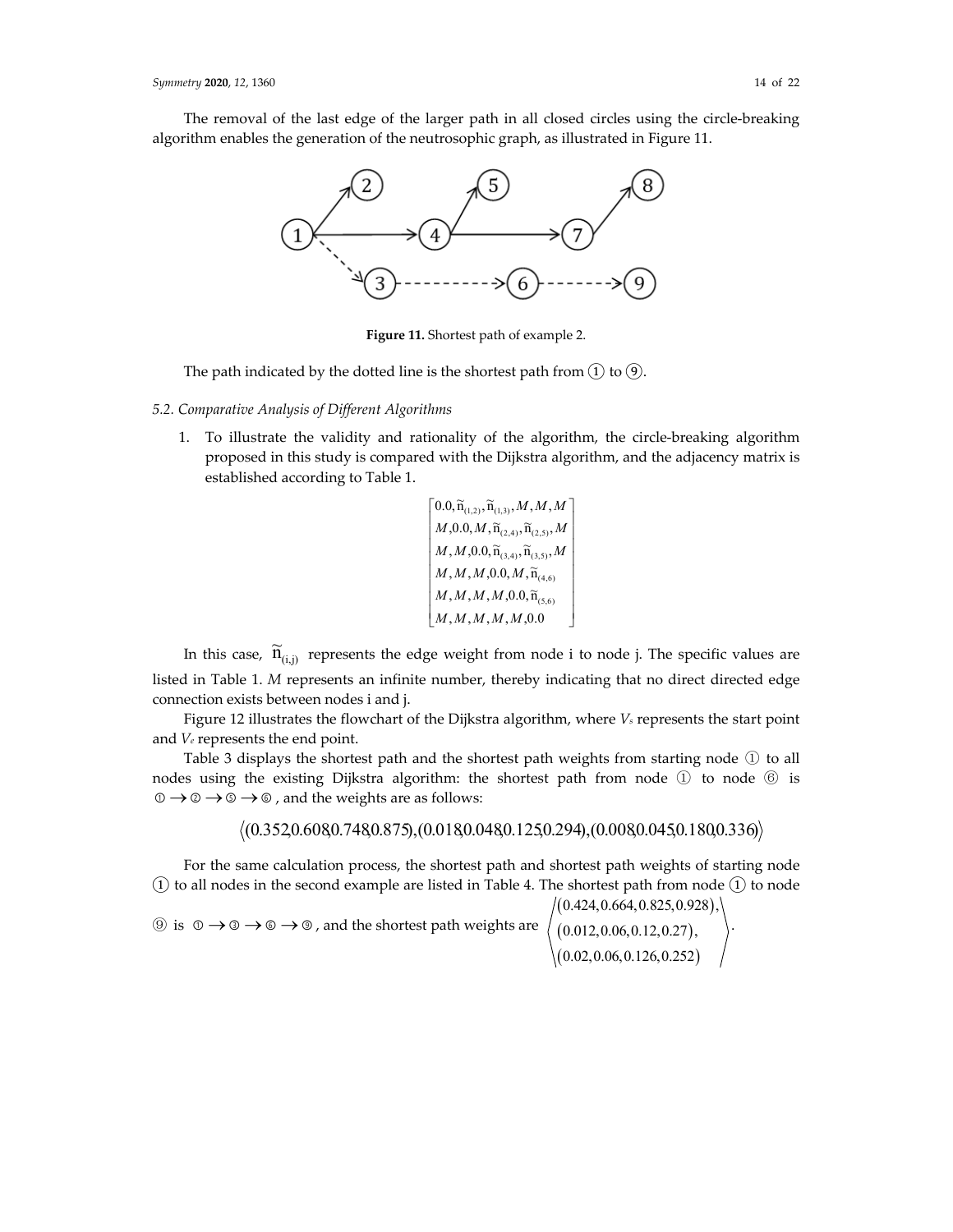The removal of the last edge of the larger path in all closed circles using the circle-breaking algorithm enables the generation of the neutrosophic graph, as illustrated in Figure 11.

1
2
3
4
5
6
7
8
9

**Figure 11.** Shortest path of example 2.

The path indicated by the dotted line is the shortest path from ① to ⑨.

### 5.2. Comparative Analysis of Different Algorithms

1. To illustrate the validity and rationality of the algorithm, the circle-breaking algorithm proposed in this study is compared with the Dijkstra algorithm, and the adjacency matrix is established according to Table 1.

$$\begin{bmatrix} 0.0, \tilde{n}_{(1,2)}, \tilde{n}_{(1,3)}, M, M, M \\ M, 0.0, M, \tilde{n}_{(2,4)}, \tilde{n}_{(2,5)}, M \\ M, M, 0.0, \tilde{n}_{(3,4)}, \tilde{n}_{(3,5)}, M \\ M, M, M, 0.0, M, \tilde{n}_{(4,6)} \\ M, M, M, M, 0.0, \tilde{n}_{(5,6)} \\ M, M, M, M, M, 0.0 \end{bmatrix}$$

In this case, $\tilde{n}_{(i,j)}$ represents the edge weight from node i to node j. The specific values are listed in Table 1. *M* represents an infinite number, thereby indicating that no direct directed edge connection exists between nodes i and j.

Figure 12 illustrates the flowchart of the Dijkstra algorithm, where $V_s$ represents the start point and $V_e$ represents the end point.

Table 3 displays the shortest path and the shortest path weights from starting node ① to all nodes using the existing Dijkstra algorithm: the shortest path from node ① to node ⑥ is ① → ② → ⑤ → ⑥, and the weights are as follows:

$$\langle (0.352, 0.608, 0.748, 0.875), (0.018, 0.048, 0.125, 0.294), (0.008, 0.045, 0.180, 0.336) \rangle$$

For the same calculation process, the shortest path and shortest path weights of starting node ① to all nodes in the second example are listed in Table 4. The shortest path from node ① to node ⑨ is ① → ③ → ⑥ → ⑨, and the shortest path weights are $\left\langle \begin{array}{l} (0.424, 0.664, 0.825, 0.928), \\ (0.012, 0.06, 0.12, 0.27), \\ (0.02, 0.06, 0.126, 0.252) \end{array} \right\rangle$.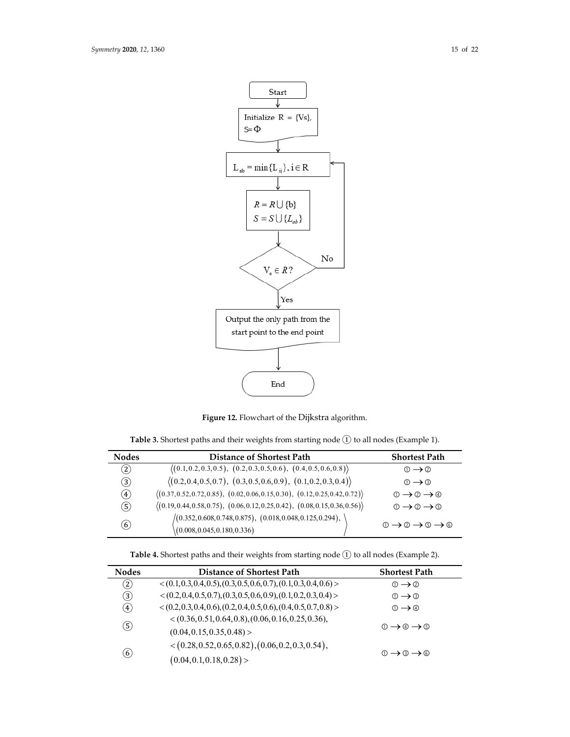Start

Initialize R = {Vs}, S= Φ

$L_{ab} = \min\{L_{ij}\}, i \in R$

$R = R \cup \{b\}$
$S = S \cup \{L_{ab}\}$

$V_e \in R$?

No

Yes

Output the only path from the start point to the end point

End

**Figure 12.** Flowchart of the Dijkstra algorithm.

**Table 3.** Shortest paths and their weights from starting node ① to all nodes (Example 1).

| Nodes | Distance of Shortest Path | Shortest Path |
|---|---|---|
| ② | $\langle(0.1,0.2,0.3,0.5),\ (0.2,0.3,0.5,0.6),\ (0.4,0.5,0.6,0.8)\rangle$ | ① → ② |
| ③ | $\langle(0.2,0.4,0.5,0.7),\ (0.3,0.5,0.6,0.9),\ (0.1,0.2,0.3,0.4)\rangle$ | ① → ③ |
| ④ | $\langle(0.37,0.52,0.72,0.85),\ (0.02,0.06,0.15,0.30),\ (0.12,0.25,0.42,0.72)\rangle$ | ① → ② → ④ |
| ⑤ | $\langle(0.19,0.44,0.58,0.75),\ (0.06,0.12,0.25,0.42),\ (0.08,0.15,0.36,0.56)\rangle$ | ① → ② → ⑤ |
| ⑥ | $\langle(0.352,0.608,0.748,0.875),\ (0.018,0.048,0.125,0.294),\ (0.008,0.045,0.180,0.336)\rangle$ | ① → ② → ⑤ → ⑥ |

**Table 4.** Shortest paths and their weights from starting node ① to all nodes (Example 2).

| Nodes | Distance of Shortest Path | Shortest Path |
|---|---|---|
| ② | $<(0.1,0.3,0.4,0.5),(0.3,0.5,0.6,0.7),(0.1,0.3,0.4,0.6)>$ | ① → ② |
| ③ | $<(0.2,0.4,0.5,0.7),(0.3,0.5,0.6,0.9),(0.1,0.2,0.3,0.4)>$ | ① → ③ |
| ④ | $<(0.2,0.3,0.4,0.6),(0.2,0.4,0.5,0.6),(0.4,0.5,0.7,0.8)>$ | ① → ④ |
| ⑤ | $<(0.36,0.51,0.64,0.8),(0.06,0.16,0.25,0.36),(0.04,0.15,0.35,0.48)>$ | ① → ④ → ⑤ |
| ⑥ | $<(0.28,0.52,0.65,0.82),(0.06,0.2,0.3,0.54),(0.04,0.1,0.18,0.28)>$ | ① → ③ → ⑥ |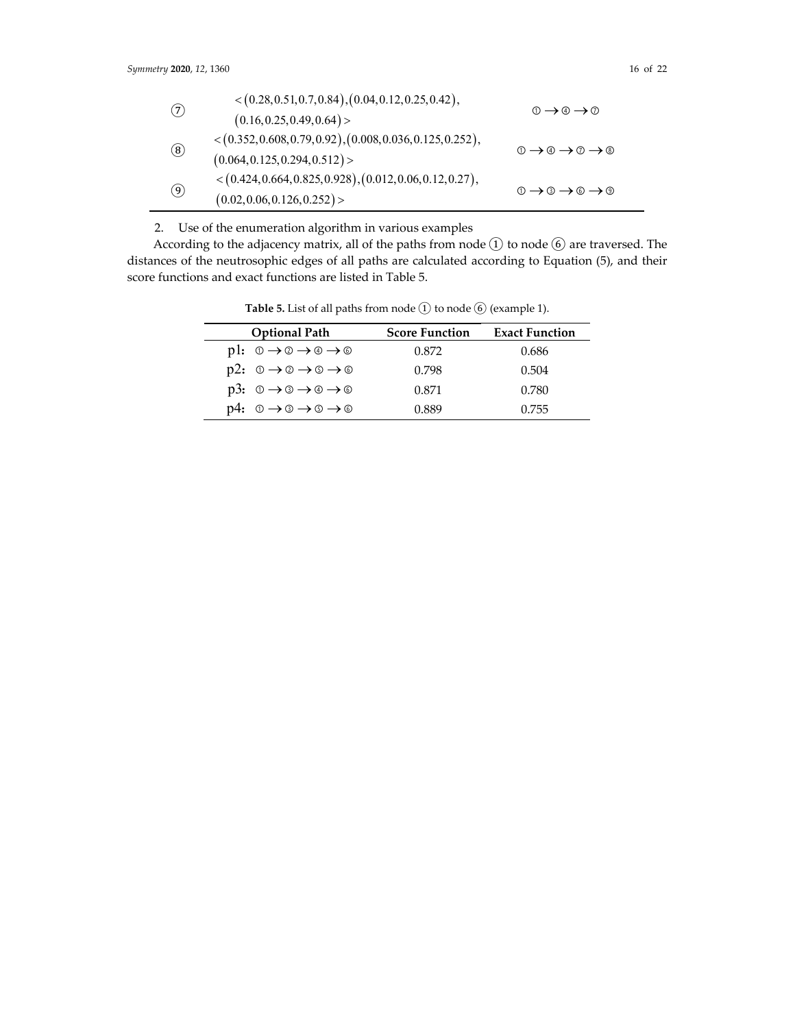| | | |
|---|---|---|
| ⑦ | $<(0.28, 0.51, 0.7, 0.84), (0.04, 0.12, 0.25, 0.42), (0.16, 0.25, 0.49, 0.64)>$ | ① → ④ → ⑦ |
| ⑧ | $<(0.352, 0.608, 0.79, 0.92), (0.008, 0.036, 0.125, 0.252), (0.064, 0.125, 0.294, 0.512)>$ | ① → ④ → ⑦ → ⑧ |
| ⑨ | $<(0.424, 0.664, 0.825, 0.928), (0.012, 0.06, 0.12, 0.27), (0.02, 0.06, 0.126, 0.252)>$ | ① → ③ → ⑥ → ⑨ |

2. Use of the enumeration algorithm in various examples

According to the adjacency matrix, all of the paths from node ① to node ⑥ are traversed. The distances of the neutrosophic edges of all paths are calculated according to Equation (5), and their score functions and exact functions are listed in Table 5.

**Table 5.** List of all paths from node ① to node ⑥ (example 1).

| Optional Path | Score Function | Exact Function |
|---|---|---|
| p1: ① → ② → ④ → ⑥ | 0.872 | 0.686 |
| p2: ① → ② → ⑤ → ⑥ | 0.798 | 0.504 |
| p3: ① → ③ → ④ → ⑥ | 0.871 | 0.780 |
| p4: ① → ③ → ⑤ → ⑥ | 0.889 | 0.755 |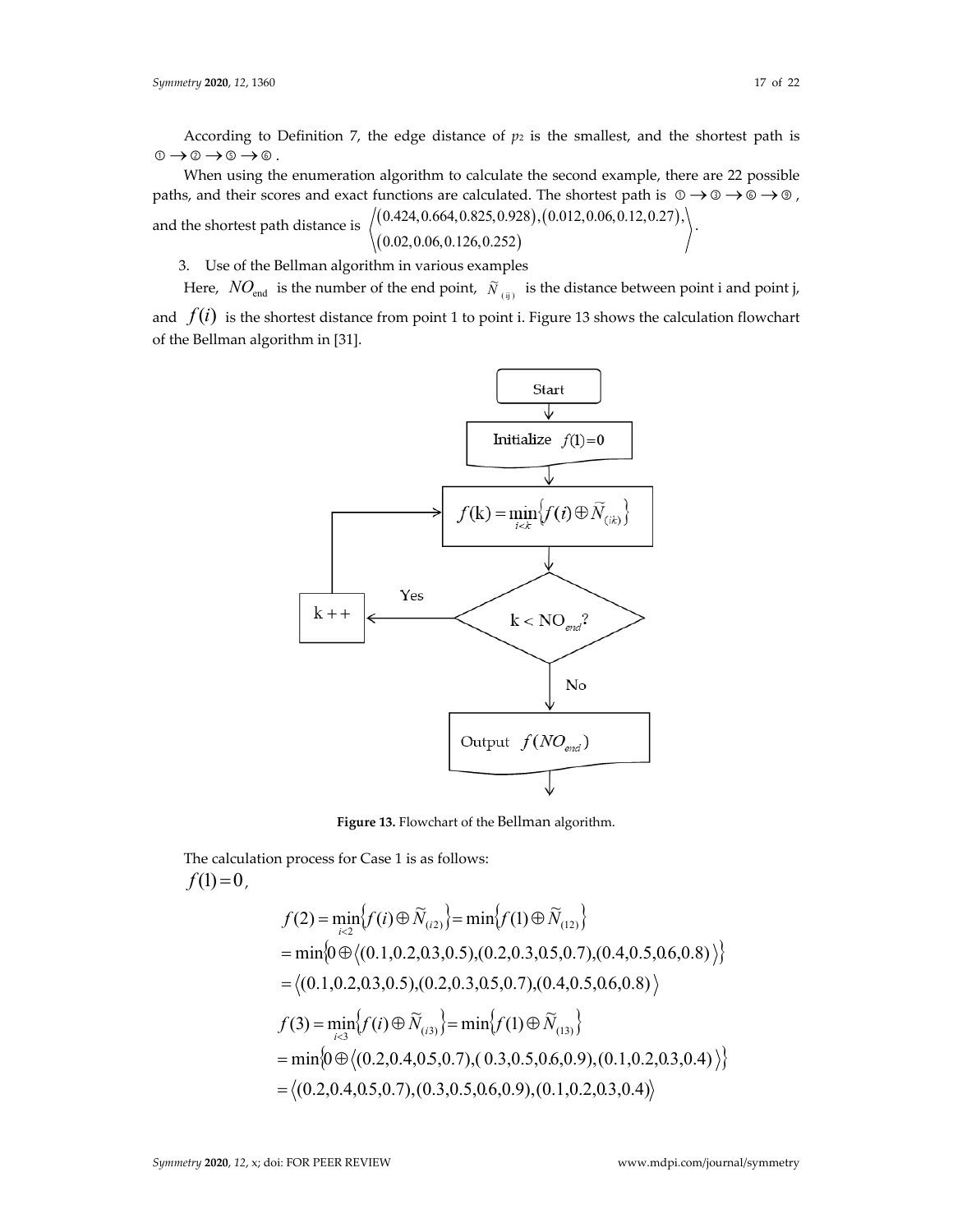According to Definition 7, the edge distance of $p_2$ is the smallest, and the shortest path is ① → ② → ⑤ → ⑥.

When using the enumeration algorithm to calculate the second example, there are 22 possible paths, and their scores and exact functions are calculated. The shortest path is ① → ③ → ⑥ → ⑨, and the shortest path distance is $\left\langle \begin{matrix} (0.424, 0.664, 0.825, 0.928), (0.012, 0.06, 0.12, 0.27), \\ (0.02, 0.06, 0.126, 0.252) \end{matrix} \right\rangle$.

3. Use of the Bellman algorithm in various examples

Here, $NO_{\text{end}}$ is the number of the end point, $\widetilde{N}_{(ij)}$ is the distance between point i and point j, and $f(i)$ is the shortest distance from point 1 to point i. Figure 13 shows the calculation flowchart of the Bellman algorithm in [31].

Start

Initialize $f(1)=0$

$f(\mathrm{k}) = \min\limits_{i<k}\left\{f(i) \oplus \widetilde{N}_{(ik)}\right\}$

$\mathrm{k} < \mathrm{NO}_{end}$?

Yes

k++

No

Output $f(NO_{end})$

**Figure 13.** Flowchart of the Bellman algorithm.

The calculation process for Case 1 is as follows:

$f(1) = 0$,

$$
\begin{aligned}
f(2) &= \min_{i<2}\left\{f(i) \oplus \widetilde{N}_{(i2)}\right\} = \min\left\{f(1) \oplus \widetilde{N}_{(12)}\right\} \\
&= \min\left\{0 \oplus \left\langle (0.1, 0.2, 0.3, 0.5), (0.2, 0.3, 0.5, 0.7), (0.4, 0.5, 0.6, 0.8) \right\rangle\right\} \\
&= \left\langle (0.1, 0.2, 0.3, 0.5), (0.2, 0.3, 0.5, 0.7), (0.4, 0.5, 0.6, 0.8) \right\rangle
\end{aligned}
$$

$$
\begin{aligned}
f(3) &= \min_{i<3}\left\{f(i) \oplus \widetilde{N}_{(i3)}\right\} = \min\left\{f(1) \oplus \widetilde{N}_{(13)}\right\} \\
&= \min\left\{0 \oplus \left\langle (0.2, 0.4, 0.5, 0.7), (0.3, 0.5, 0.6, 0.9), (0.1, 0.2, 0.3, 0.4) \right\rangle\right\} \\
&= \left\langle (0.2, 0.4, 0.5, 0.7), (0.3, 0.5, 0.6, 0.9), (0.1, 0.2, 0.3, 0.4) \right\rangle
\end{aligned}
$$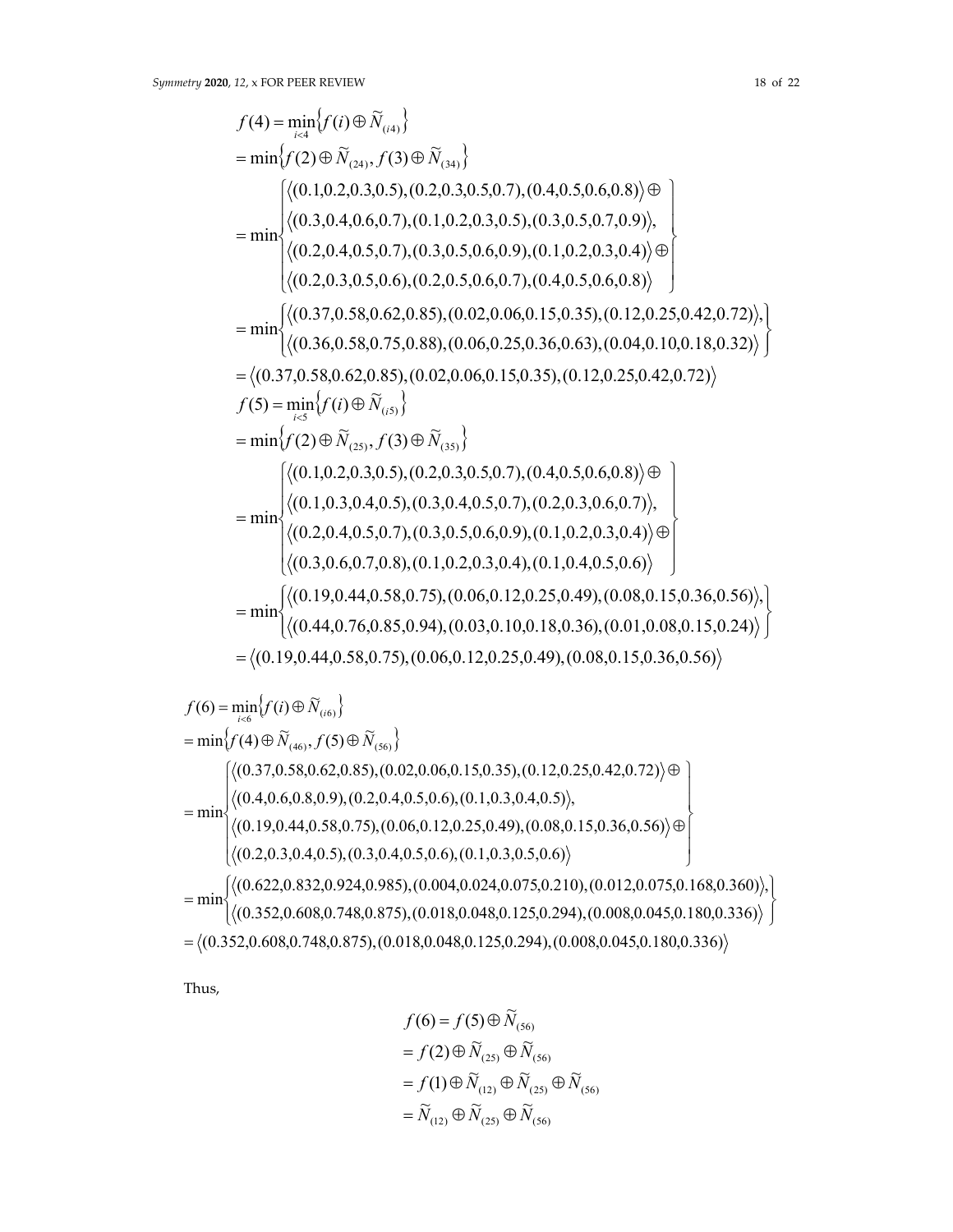$$
\begin{aligned}
f(4) &= \min_{i<4}\left\{f(i)\oplus \widetilde{N}_{(i4)}\right\} \\
&= \min\left\{f(2)\oplus \widetilde{N}_{(24)}, f(3)\oplus \widetilde{N}_{(34)}\right\} \\
&= \min\left\{\begin{array}{l}
\langle(0.1,0.2,0.3,0.5),(0.2,0.3,0.5,0.7),(0.4,0.5,0.6,0.8)\rangle\oplus \\
\langle(0.3,0.4,0.6,0.7),(0.1,0.2,0.3,0.5),(0.3,0.5,0.7,0.9)\rangle, \\
\langle(0.2,0.4,0.5,0.7),(0.3,0.5,0.6,0.9),(0.1,0.2,0.3,0.4)\rangle\oplus \\
\langle(0.2,0.3,0.5,0.6),(0.2,0.5,0.6,0.7),(0.4,0.5,0.6,0.8)\rangle
\end{array}\right\} \\
&= \min\left\{\begin{array}{l}
\langle(0.37,0.58,0.62,0.85),(0.02,0.06,0.15,0.35),(0.12,0.25,0.42,0.72)\rangle, \\
\langle(0.36,0.58,0.75,0.88),(0.06,0.25,0.36,0.63),(0.04,0.10,0.18,0.32)\rangle
\end{array}\right\} \\
&= \langle(0.37,0.58,0.62,0.85),(0.02,0.06,0.15,0.35),(0.12,0.25,0.42,0.72)\rangle \\
f(5) &= \min_{i<5}\left\{f(i)\oplus \widetilde{N}_{(i5)}\right\} \\
&= \min\left\{f(2)\oplus \widetilde{N}_{(25)}, f(3)\oplus \widetilde{N}_{(35)}\right\} \\
&= \min\left\{\begin{array}{l}
\langle(0.1,0.2,0.3,0.5),(0.2,0.3,0.5,0.7),(0.4,0.5,0.6,0.8)\rangle\oplus \\
\langle(0.1,0.3,0.4,0.5),(0.3,0.4,0.5,0.7),(0.2,0.3,0.6,0.7)\rangle, \\
\langle(0.2,0.4,0.5,0.7),(0.3,0.5,0.6,0.9),(0.1,0.2,0.3,0.4)\rangle\oplus \\
\langle(0.3,0.6,0.7,0.8),(0.1,0.2,0.3,0.4),(0.1,0.4,0.5,0.6)\rangle
\end{array}\right\} \\
&= \min\left\{\begin{array}{l}
\langle(0.19,0.44,0.58,0.75),(0.06,0.12,0.25,0.49),(0.08,0.15,0.36,0.56)\rangle, \\
\langle(0.44,0.76,0.85,0.94),(0.03,0.10,0.18,0.36),(0.01,0.08,0.15,0.24)\rangle
\end{array}\right\} \\
&= \langle(0.19,0.44,0.58,0.75),(0.06,0.12,0.25,0.49),(0.08,0.15,0.36,0.56)\rangle
\end{aligned}
$$

$$
\begin{aligned}
f(6) &= \min_{i<6}\left\{f(i)\oplus \widetilde{N}_{(i6)}\right\} \\
&= \min\left\{f(4)\oplus \widetilde{N}_{(46)}, f(5)\oplus \widetilde{N}_{(56)}\right\} \\
&= \min\left\{\begin{array}{l}
\langle(0.37,0.58,0.62,0.85),(0.02,0.06,0.15,0.35),(0.12,0.25,0.42,0.72)\rangle\oplus \\
\langle(0.4,0.6,0.8,0.9),(0.2,0.4,0.5,0.6),(0.1,0.3,0.4,0.5)\rangle, \\
\langle(0.19,0.44,0.58,0.75),(0.06,0.12,0.25,0.49),(0.08,0.15,0.36,0.56)\rangle\oplus \\
\langle(0.2,0.3,0.4,0.5),(0.3,0.4,0.5,0.6),(0.1,0.3,0.5,0.6)\rangle
\end{array}\right\} \\
&= \min\left\{\begin{array}{l}
\langle(0.622,0.832,0.924,0.985),(0.004,0.024,0.075,0.210),(0.012,0.075,0.168,0.360)\rangle, \\
\langle(0.352,0.608,0.748,0.875),(0.018,0.048,0.125,0.294),(0.008,0.045,0.180,0.336)\rangle
\end{array}\right\} \\
&= \langle(0.352,0.608,0.748,0.875),(0.018,0.048,0.125,0.294),(0.008,0.045,0.180,0.336)\rangle
\end{aligned}
$$

Thus,

$$
\begin{aligned}
f(6) &= f(5)\oplus \widetilde{N}_{(56)} \\
&= f(2)\oplus \widetilde{N}_{(25)}\oplus \widetilde{N}_{(56)} \\
&= f(1)\oplus \widetilde{N}_{(12)}\oplus \widetilde{N}_{(25)}\oplus \widetilde{N}_{(56)} \\
&= \widetilde{N}_{(12)}\oplus \widetilde{N}_{(25)}\oplus \widetilde{N}_{(56)}
\end{aligned}
$$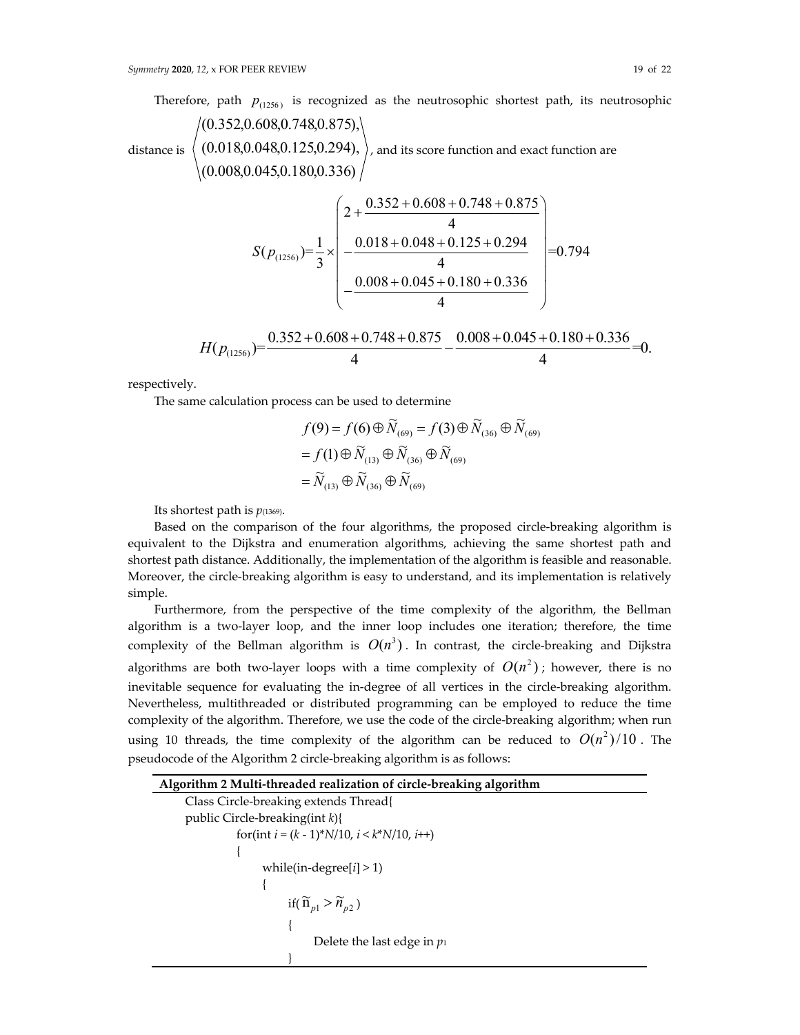Therefore, path $p_{(1256)}$ is recognized as the neutrosophic shortest path, its neutrosophic distance is $\left\langle \begin{matrix} (0.352, 0.608, 0.748, 0.875), \\ (0.018, 0.048, 0.125, 0.294), \\ (0.008, 0.045, 0.180, 0.336) \end{matrix} \right\rangle$, and its score function and exact function are

$$S(p_{(1256)}) = \frac{1}{3} \times \begin{pmatrix} 2 + \dfrac{0.352 + 0.608 + 0.748 + 0.875}{4} \\ - \dfrac{0.018 + 0.048 + 0.125 + 0.294}{4} \\ - \dfrac{0.008 + 0.045 + 0.180 + 0.336}{4} \end{pmatrix} = 0.794$$

$$H(p_{(1256)}) = \frac{0.352 + 0.608 + 0.748 + 0.875}{4} - \frac{0.008 + 0.045 + 0.180 + 0.336}{4} = 0.$$

respectively.

The same calculation process can be used to determine

$$\begin{aligned} f(9) &= f(6) \oplus \widetilde{N}_{(69)} = f(3) \oplus \widetilde{N}_{(36)} \oplus \widetilde{N}_{(69)} \\ &= f(1) \oplus \widetilde{N}_{(13)} \oplus \widetilde{N}_{(36)} \oplus \widetilde{N}_{(69)} \\ &= \widetilde{N}_{(13)} \oplus \widetilde{N}_{(36)} \oplus \widetilde{N}_{(69)} \end{aligned}$$

Its shortest path is $p_{(1369)}$.

Based on the comparison of the four algorithms, the proposed circle-breaking algorithm is equivalent to the Dijkstra and enumeration algorithms, achieving the same shortest path and shortest path distance. Additionally, the implementation of the algorithm is feasible and reasonable. Moreover, the circle-breaking algorithm is easy to understand, and its implementation is relatively simple.

Furthermore, from the perspective of the time complexity of the algorithm, the Bellman algorithm is a two-layer loop, and the inner loop includes one iteration; therefore, the time complexity of the Bellman algorithm is $O(n^3)$. In contrast, the circle-breaking and Dijkstra algorithms are both two-layer loops with a time complexity of $O(n^2)$; however, there is no inevitable sequence for evaluating the in-degree of all vertices in the circle-breaking algorithm. Nevertheless, multithreaded or distributed programming can be employed to reduce the time complexity of the algorithm. Therefore, we use the code of the circle-breaking algorithm; when run using 10 threads, the time complexity of the algorithm can be reduced to $O(n^2)/10$. The pseudocode of the Algorithm 2 circle-breaking algorithm is as follows:

**Algorithm 2 Multi-threaded realization of circle-breaking algorithm**

```
Class Circle-breaking extends Thread{
public Circle-breaking(int k){
        for(int i = (k - 1)*N/10, i < k*N/10, i++)
        {
            while(in-degree[i] > 1)
            {
                if(ñ_p1 > ñ_p2)
                {
                    Delete the last edge in p1
                }
```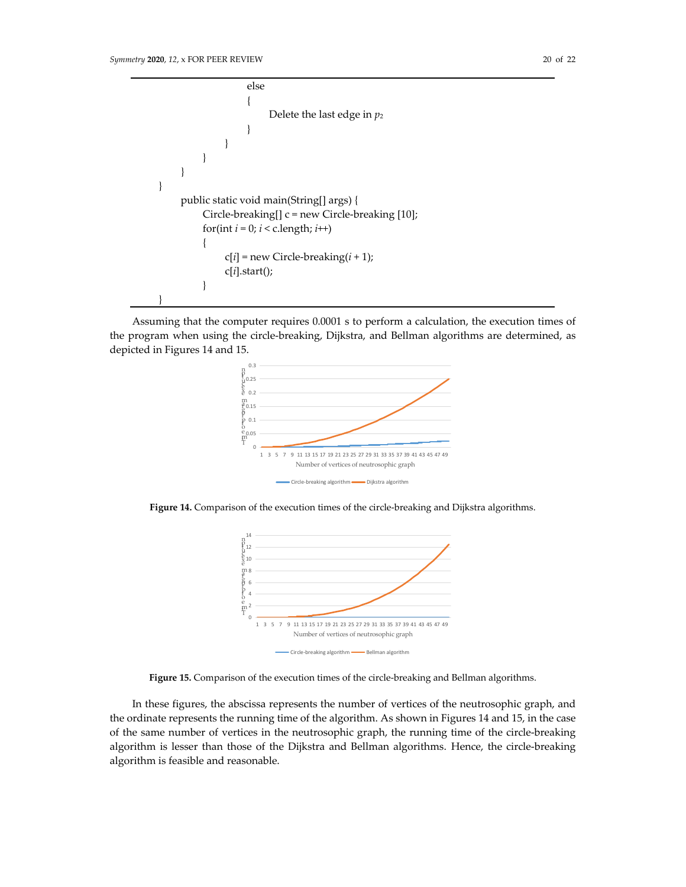```
                    else
                    {
                        Delete the last edge in p2
                    }
                }
            }
        }
    }
    public static void main(String[] args) {
        Circle-breaking[] c = new Circle-breaking [10];
        for(int i = 0; i < c.length; i++)
        {
            c[i] = new Circle-breaking(i + 1);
            c[i].start();
        }
    }
```

Assuming that the computer requires 0.0001 s to perform a calculation, the execution times of the program when using the circle-breaking, Dijkstra, and Bellman algorithms are determined, as depicted in Figures 14 and 15.

Time of procedure
0.3
0.25
0.2
0.15
0.1
0.05
0
1 3 5 7 9 11 13 15 17 19 21 23 25 27 29 31 33 35 37 39 41 43 45 47 49
Number of vertices of neutrosophic graph
Circle-breaking algorithm
Dijkstra algorithm

**Figure 14.** Comparison of the execution times of the circle-breaking and Dijkstra algorithms.

Time of procedure
14
12
10
8
6
4
2
0
1 3 5 7 9 11 13 15 17 19 21 23 25 27 29 31 33 35 37 39 41 43 45 47 49
Number of vertices of neutrosophic graph
Circle-breaking algorithm
Bellman algorithm

**Figure 15.** Comparison of the execution times of the circle-breaking and Bellman algorithms.

In these figures, the abscissa represents the number of vertices of the neutrosophic graph, and the ordinate represents the running time of the algorithm. As shown in Figures 14 and 15, in the case of the same number of vertices in the neutrosophic graph, the running time of the circle-breaking algorithm is lesser than those of the Dijkstra and Bellman algorithms. Hence, the circle-breaking algorithm is feasible and reasonable.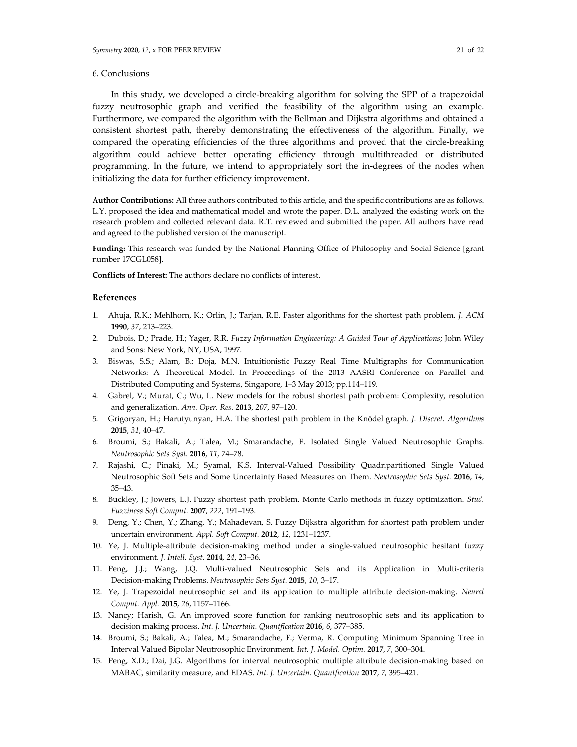## 6. Conclusions

In this study, we developed a circle-breaking algorithm for solving the SPP of a trapezoidal fuzzy neutrosophic graph and verified the feasibility of the algorithm using an example. Furthermore, we compared the algorithm with the Bellman and Dijkstra algorithms and obtained a consistent shortest path, thereby demonstrating the effectiveness of the algorithm. Finally, we compared the operating efficiencies of the three algorithms and proved that the circle-breaking algorithm could achieve better operating efficiency through multithreaded or distributed programming. In the future, we intend to appropriately sort the in-degrees of the nodes when initializing the data for further efficiency improvement.

**Author Contributions:** All three authors contributed to this article, and the specific contributions are as follows. L.Y. proposed the idea and mathematical model and wrote the paper. D.L. analyzed the existing work on the research problem and collected relevant data. R.T. reviewed and submitted the paper. All authors have read and agreed to the published version of the manuscript.

**Funding:** This research was funded by the National Planning Office of Philosophy and Social Science [grant number 17CGL058].

**Conflicts of Interest:** The authors declare no conflicts of interest.

## References

1. Ahuja, R.K.; Mehlhorn, K.; Orlin, J.; Tarjan, R.E. Faster algorithms for the shortest path problem. *J. ACM* **1990**, *37*, 213–223.
2. Dubois, D.; Prade, H.; Yager, R.R. *Fuzzy Information Engineering: A Guided Tour of Applications*; John Wiley and Sons: New York, NY, USA, 1997.
3. Biswas, S.S.; Alam, B.; Doja, M.N. Intuitionistic Fuzzy Real Time Multigraphs for Communication Networks: A Theoretical Model. In Proceedings of the 2013 AASRI Conference on Parallel and Distributed Computing and Systems, Singapore, 1–3 May 2013; pp.114–119.
4. Gabrel, V.; Murat, C.; Wu, L. New models for the robust shortest path problem: Complexity, resolution and generalization. *Ann. Oper. Res.* **2013**, *207*, 97–120.
5. Grigoryan, H.; Harutyunyan, H.A. The shortest path problem in the Knödel graph. *J. Discret. Algorithms* **2015**, *31*, 40–47.
6. Broumi, S.; Bakali, A.; Talea, M.; Smarandache, F. Isolated Single Valued Neutrosophic Graphs. *Neutrosophic Sets Syst.* **2016**, *11*, 74–78.
7. Rajashi, C.; Pinaki, M.; Syamal, K.S. Interval-Valued Possibility Quadripartitioned Single Valued Neutrosophic Soft Sets and Some Uncertainty Based Measures on Them. *Neutrosophic Sets Syst.* **2016**, *14*, 35–43.
8. Buckley, J.; Jowers, L.J. Fuzzy shortest path problem. Monte Carlo methods in fuzzy optimization. *Stud. Fuzziness Soft Comput.* **2007**, *222*, 191–193.
9. Deng, Y.; Chen, Y.; Zhang, Y.; Mahadevan, S. Fuzzy Dijkstra algorithm for shortest path problem under uncertain environment. *Appl. Soft Comput.* **2012**, *12*, 1231–1237.
10. Ye, J. Multiple-attribute decision-making method under a single-valued neutrosophic hesitant fuzzy environment. *J. Intell. Syst.* **2014**, *24*, 23–36.
11. Peng, J.J.; Wang, J.Q. Multi-valued Neutrosophic Sets and its Application in Multi-criteria Decision-making Problems. *Neutrosophic Sets Syst.* **2015**, *10*, 3–17.
12. Ye, J. Trapezoidal neutrosophic set and its application to multiple attribute decision-making. *Neural Comput. Appl.* **2015**, *26*, 1157–1166.
13. Nancy; Harish, G. An improved score function for ranking neutrosophic sets and its application to decision making process. *Int. J. Uncertain. Quantfication* **2016**, *6*, 377–385.
14. Broumi, S.; Bakali, A.; Talea, M.; Smarandache, F.; Verma, R. Computing Minimum Spanning Tree in Interval Valued Bipolar Neutrosophic Environment. *Int. J. Model. Optim.* **2017**, *7*, 300–304.
15. Peng, X.D.; Dai, J.G. Algorithms for interval neutrosophic multiple attribute decision-making based on MABAC, similarity measure, and EDAS. *Int. J. Uncertain. Quantfication* **2017**, *7*, 395–421.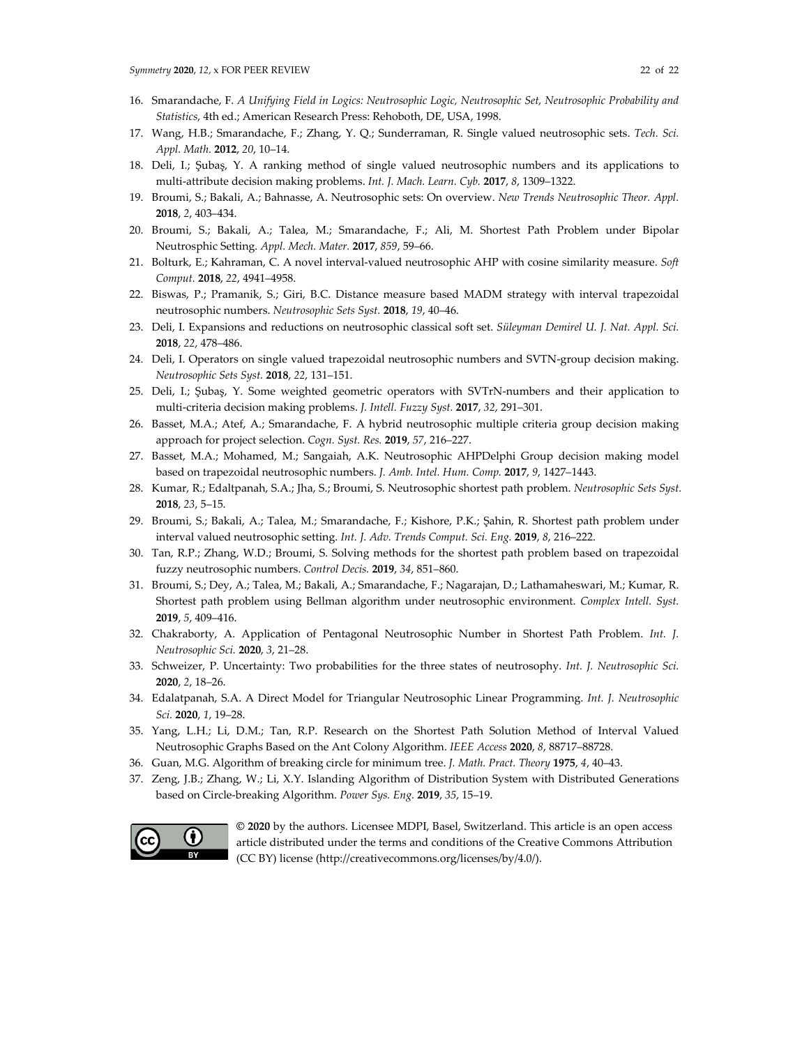16. Smarandache, F. *A Unifying Field in Logics: Neutrosophic Logic, Neutrosophic Set, Neutrosophic Probability and Statistics*, 4th ed.; American Research Press: Rehoboth, DE, USA, 1998.
17. Wang, H.B.; Smarandache, F.; Zhang, Y. Q.; Sunderraman, R. Single valued neutrosophic sets. *Tech. Sci. Appl. Math.* **2012**, *20*, 10–14.
18. Deli, I.; Şubaş, Y. A ranking method of single valued neutrosophic numbers and its applications to multi-attribute decision making problems. *Int. J. Mach. Learn. Cyb.* **2017**, *8*, 1309–1322.
19. Broumi, S.; Bakali, A.; Bahnasse, A. Neutrosophic sets: On overview. *New Trends Neutrosophic Theor. Appl.* **2018**, *2*, 403–434.
20. Broumi, S.; Bakali, A.; Talea, M.; Smarandache, F.; Ali, M. Shortest Path Problem under Bipolar Neutrosphic Setting. *Appl. Mech. Mater.* **2017**, *859*, 59–66.
21. Bolturk, E.; Kahraman, C. A novel interval-valued neutrosophic AHP with cosine similarity measure. *Soft Comput.* **2018**, *22*, 4941–4958.
22. Biswas, P.; Pramanik, S.; Giri, B.C. Distance measure based MADM strategy with interval trapezoidal neutrosophic numbers. *Neutrosophic Sets Syst.* **2018**, *19*, 40–46.
23. Deli, I. Expansions and reductions on neutrosophic classical soft set. *Süleyman Demirel U. J. Nat. Appl. Sci.* **2018**, *22*, 478–486.
24. Deli, I. Operators on single valued trapezoidal neutrosophic numbers and SVTN-group decision making. *Neutrosophic Sets Syst.* **2018**, *22*, 131–151.
25. Deli, I.; Şubaş, Y. Some weighted geometric operators with SVTrN-numbers and their application to multi-criteria decision making problems. *J. Intell. Fuzzy Syst.* **2017**, *32*, 291–301.
26. Basset, M.A.; Atef, A.; Smarandache, F. A hybrid neutrosophic multiple criteria group decision making approach for project selection. *Cogn. Syst. Res.* **2019**, *57*, 216–227.
27. Basset, M.A.; Mohamed, M.; Sangaiah, A.K. Neutrosophic AHPDelphi Group decision making model based on trapezoidal neutrosophic numbers. *J. Amb. Intel. Hum. Comp.* **2017**, *9*, 1427–1443.
28. Kumar, R.; Edaltpanah, S.A.; Jha, S.; Broumi, S. Neutrosophic shortest path problem. *Neutrosophic Sets Syst.* **2018**, *23*, 5–15.
29. Broumi, S.; Bakali, A.; Talea, M.; Smarandache, F.; Kishore, P.K.; Şahin, R. Shortest path problem under interval valued neutrosophic setting. *Int. J. Adv. Trends Comput. Sci. Eng.* **2019**, *8*, 216–222.
30. Tan, R.P.; Zhang, W.D.; Broumi, S. Solving methods for the shortest path problem based on trapezoidal fuzzy neutrosophic numbers. *Control Decis.* **2019**, *34*, 851–860.
31. Broumi, S.; Dey, A.; Talea, M.; Bakali, A.; Smarandache, F.; Nagarajan, D.; Lathamaheswari, M.; Kumar, R. Shortest path problem using Bellman algorithm under neutrosophic environment. *Complex Intell. Syst.* **2019**, *5*, 409–416.
32. Chakraborty, A. Application of Pentagonal Neutrosophic Number in Shortest Path Problem. *Int. J. Neutrosophic Sci.* **2020**, *3*, 21–28.
33. Schweizer, P. Uncertainty: Two probabilities for the three states of neutrosophy. *Int. J. Neutrosophic Sci.* **2020**, *2*, 18–26.
34. Edalatpanah, S.A. A Direct Model for Triangular Neutrosophic Linear Programming. *Int. J. Neutrosophic Sci.* **2020**, *1*, 19–28.
35. Yang, L.H.; Li, D.M.; Tan, R.P. Research on the Shortest Path Solution Method of Interval Valued Neutrosophic Graphs Based on the Ant Colony Algorithm. *IEEE Access* **2020**, *8*, 88717–88728.
36. Guan, M.G. Algorithm of breaking circle for minimum tree. *J. Math. Pract. Theory* **1975**, *4*, 40–43.
37. Zeng, J.B.; Zhang, W.; Li, X.Y. Islanding Algorithm of Distribution System with Distributed Generations based on Circle-breaking Algorithm. *Power Sys. Eng.* **2019**, *35*, 15–19.

© **2020** by the authors. Licensee MDPI, Basel, Switzerland. This article is an open access article distributed under the terms and conditions of the Creative Commons Attribution (CC BY) license (http://creativecommons.org/licenses/by/4.0/).